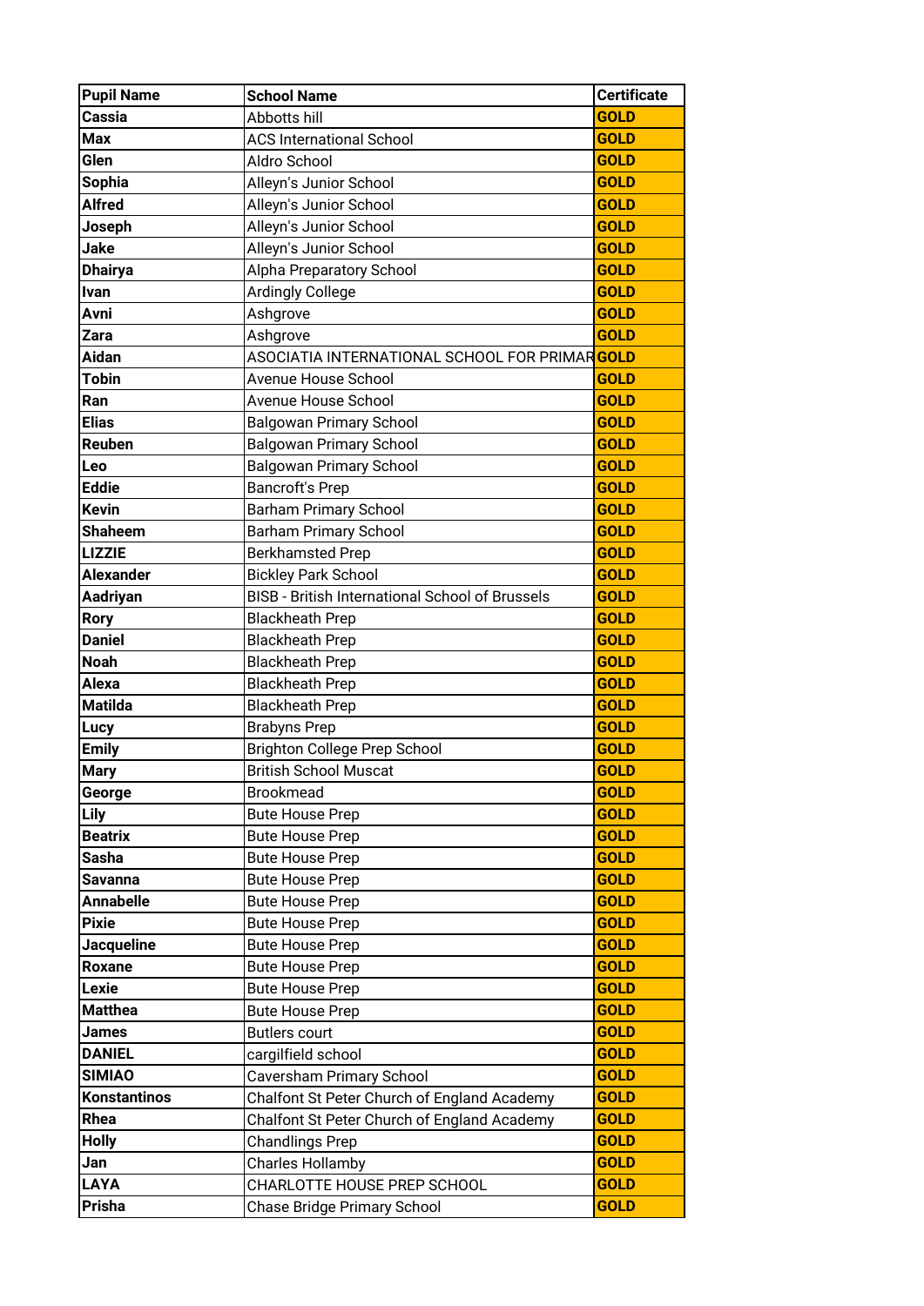| Pupil Name | School Name | Certificate |
|---|---|---|
| Cassia | Abbotts hill | GOLD |
| Max | ACS International School | GOLD |
| Glen | Aldro School | GOLD |
| Sophia | Alleyn's Junior School | GOLD |
| Alfred | Alleyn's Junior School | GOLD |
| Joseph | Alleyn's Junior School | GOLD |
| Jake | Alleyn's Junior School | GOLD |
| Dhairya | Alpha Preparatory School | GOLD |
| Ivan | Ardingly College | GOLD |
| Avni | Ashgrove | GOLD |
| Zara | Ashgrove | GOLD |
| Aidan | ASOCIATIA INTERNATIONAL SCHOOL FOR PRIMAR | GOLD |
| Tobin | Avenue House School | GOLD |
| Ran | Avenue House School | GOLD |
| Elias | Balgowan Primary School | GOLD |
| Reuben | Balgowan Primary School | GOLD |
| Leo | Balgowan Primary School | GOLD |
| Eddie | Bancroft's Prep | GOLD |
| Kevin | Barham Primary School | GOLD |
| Shaheem | Barham Primary School | GOLD |
| LIZZIE | Berkhamsted Prep | GOLD |
| Alexander | Bickley Park School | GOLD |
| Aadriyan | BISB - British International School of Brussels | GOLD |
| Rory | Blackheath Prep | GOLD |
| Daniel | Blackheath Prep | GOLD |
| Noah | Blackheath Prep | GOLD |
| Alexa | Blackheath Prep | GOLD |
| Matilda | Blackheath Prep | GOLD |
| Lucy | Brabyns Prep | GOLD |
| Emily | Brighton College Prep School | GOLD |
| Mary | British School Muscat | GOLD |
| George | Brookmead | GOLD |
| Lily | Bute House Prep | GOLD |
| Beatrix | Bute House Prep | GOLD |
| Sasha | Bute House Prep | GOLD |
| Savanna | Bute House Prep | GOLD |
| Annabelle | Bute House Prep | GOLD |
| Pixie | Bute House Prep | GOLD |
| Jacqueline | Bute House Prep | GOLD |
| Roxane | Bute House Prep | GOLD |
| Lexie | Bute House Prep | GOLD |
| Matthea | Bute House Prep | GOLD |
| James | Butlers court | GOLD |
| DANIEL | cargilfield school | GOLD |
| SIMIAO | Caversham Primary School | GOLD |
| Konstantinos | Chalfont St Peter Church of England Academy | GOLD |
| Rhea | Chalfont St Peter Church of England Academy | GOLD |
| Holly | Chandlings Prep | GOLD |
| Jan | Charles Hollamby | GOLD |
| LAYA | CHARLOTTE HOUSE PREP SCHOOL | GOLD |
| Prisha | Chase Bridge Primary School | GOLD |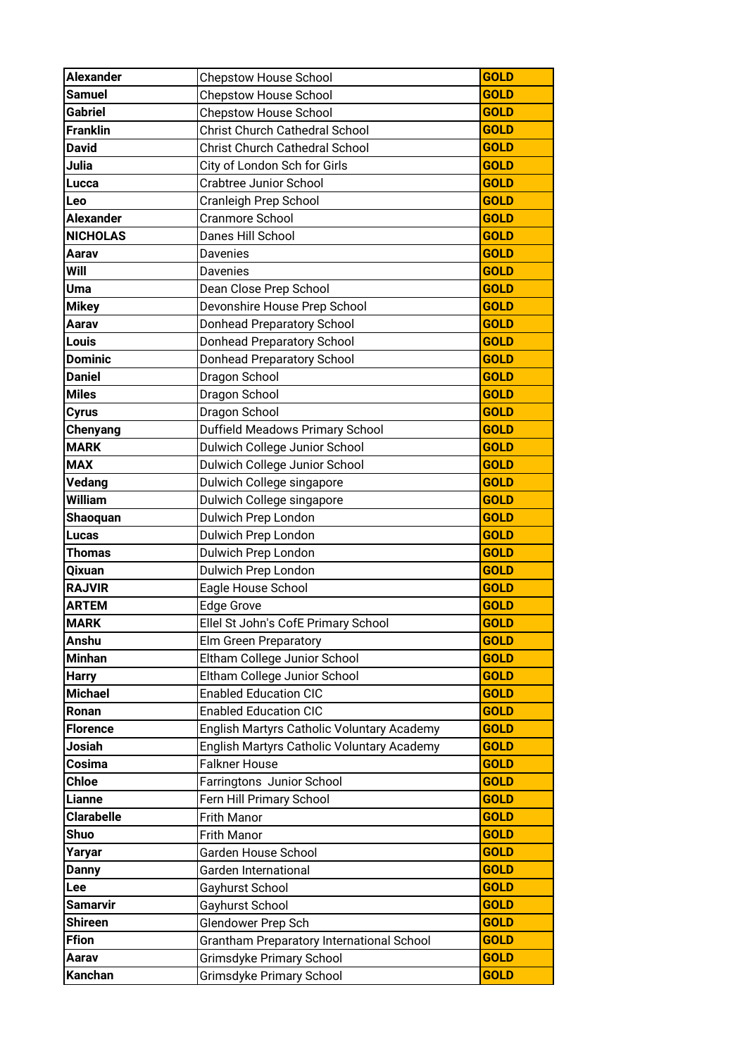| Alexander | Chepstow House School | GOLD |
|---|---|---|
| Samuel | Chepstow House School | GOLD |
| Gabriel | Chepstow House School | GOLD |
| Franklin | Christ Church Cathedral School | GOLD |
| David | Christ Church Cathedral School | GOLD |
| Julia | City of London Sch for Girls | GOLD |
| Lucca | Crabtree Junior School | GOLD |
| Leo | Cranleigh Prep School | GOLD |
| Alexander | Cranmore School | GOLD |
| NICHOLAS | Danes Hill School | GOLD |
| Aarav | Davenies | GOLD |
| Will | Davenies | GOLD |
| Uma | Dean Close Prep School | GOLD |
| Mikey | Devonshire House Prep School | GOLD |
| Aarav | Donhead Preparatory School | GOLD |
| Louis | Donhead Preparatory School | GOLD |
| Dominic | Donhead Preparatory School | GOLD |
| Daniel | Dragon School | GOLD |
| Miles | Dragon School | GOLD |
| Cyrus | Dragon School | GOLD |
| Chenyang | Duffield Meadows Primary School | GOLD |
| MARK | Dulwich College Junior School | GOLD |
| MAX | Dulwich College Junior School | GOLD |
| Vedang | Dulwich College singapore | GOLD |
| William | Dulwich College singapore | GOLD |
| Shaoquan | Dulwich Prep London | GOLD |
| Lucas | Dulwich Prep London | GOLD |
| Thomas | Dulwich Prep London | GOLD |
| Qixuan | Dulwich Prep London | GOLD |
| RAJVIR | Eagle House School | GOLD |
| ARTEM | Edge Grove | GOLD |
| MARK | Ellel St John's CofE Primary School | GOLD |
| Anshu | Elm Green Preparatory | GOLD |
| Minhan | Eltham College Junior School | GOLD |
| Harry | Eltham College Junior School | GOLD |
| Michael | Enabled Education CIC | GOLD |
| Ronan | Enabled Education CIC | GOLD |
| Florence | English Martyrs Catholic Voluntary Academy | GOLD |
| Josiah | English Martyrs Catholic Voluntary Academy | GOLD |
| Cosima | Falkner House | GOLD |
| Chloe | Farringtons Junior School | GOLD |
| Lianne | Fern Hill Primary School | GOLD |
| Clarabelle | Frith Manor | GOLD |
| Shuo | Frith Manor | GOLD |
| Yaryar | Garden House School | GOLD |
| Danny | Garden International | GOLD |
| Lee | Gayhurst School | GOLD |
| Samarvir | Gayhurst School | GOLD |
| Shireen | Glendower Prep Sch | GOLD |
| Ffion | Grantham Preparatory International School | GOLD |
| Aarav | Grimsdyke Primary School | GOLD |
| Kanchan | Grimsdyke Primary School | GOLD |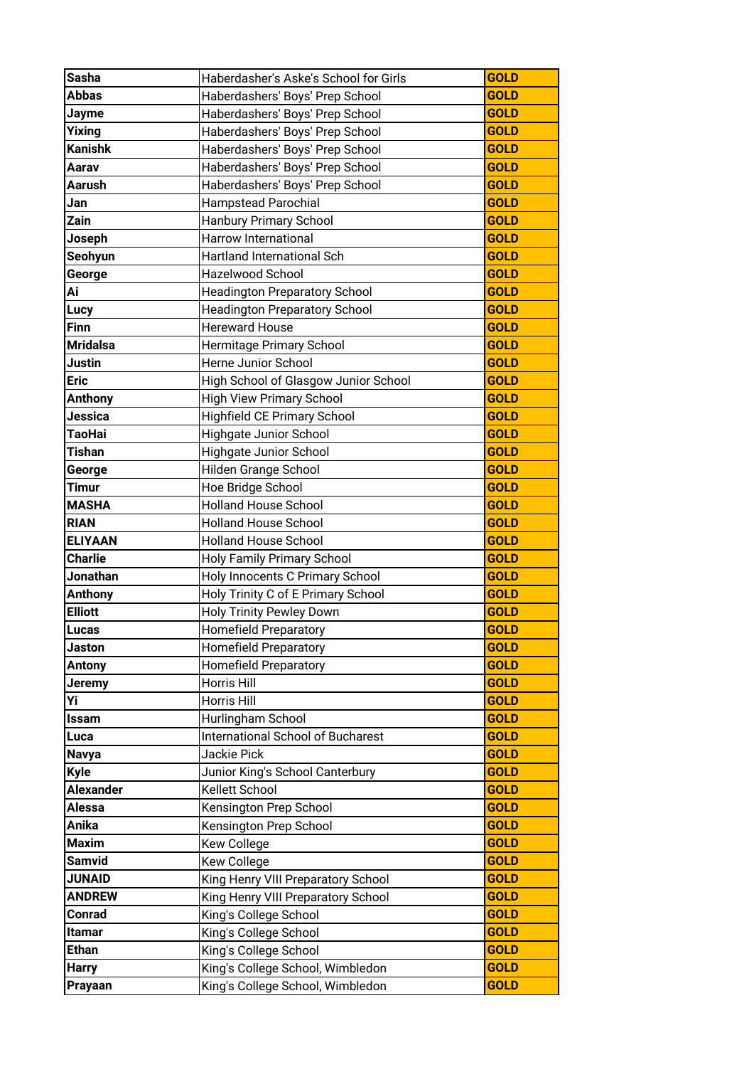| Sasha | Haberdasher's Aske's School for Girls | GOLD |
|---|---|---|
| Abbas | Haberdashers' Boys' Prep School | GOLD |
| Jayme | Haberdashers' Boys' Prep School | GOLD |
| Yixing | Haberdashers' Boys' Prep School | GOLD |
| Kanishk | Haberdashers' Boys' Prep School | GOLD |
| Aarav | Haberdashers' Boys' Prep School | GOLD |
| Aarush | Haberdashers' Boys' Prep School | GOLD |
| Jan | Hampstead Parochial | GOLD |
| Zain | Hanbury Primary School | GOLD |
| Joseph | Harrow International | GOLD |
| Seohyun | Hartland International Sch | GOLD |
| George | Hazelwood School | GOLD |
| Ai | Headington Preparatory School | GOLD |
| Lucy | Headington Preparatory School | GOLD |
| Finn | Hereward House | GOLD |
| Mridalsa | Hermitage Primary School | GOLD |
| Justin | Herne Junior School | GOLD |
| Eric | High School of Glasgow Junior School | GOLD |
| Anthony | High View Primary School | GOLD |
| Jessica | Highfield CE Primary School | GOLD |
| TaoHai | Highgate Junior School | GOLD |
| Tishan | Highgate Junior School | GOLD |
| George | Hilden Grange School | GOLD |
| Timur | Hoe Bridge School | GOLD |
| MASHA | Holland House School | GOLD |
| RIAN | Holland House School | GOLD |
| ELIYAAN | Holland House School | GOLD |
| Charlie | Holy Family Primary School | GOLD |
| Jonathan | Holy Innocents C Primary School | GOLD |
| Anthony | Holy Trinity C of E Primary School | GOLD |
| Elliott | Holy Trinity Pewley Down | GOLD |
| Lucas | Homefield Preparatory | GOLD |
| Jaston | Homefield Preparatory | GOLD |
| Antony | Homefield Preparatory | GOLD |
| Jeremy | Horris Hill | GOLD |
| Yi | Horris Hill | GOLD |
| Issam | Hurlingham School | GOLD |
| Luca | International School of Bucharest | GOLD |
| Navya | Jackie Pick | GOLD |
| Kyle | Junior King's School Canterbury | GOLD |
| Alexander | Kellett School | GOLD |
| Alessa | Kensington Prep School | GOLD |
| Anika | Kensington Prep School | GOLD |
| Maxim | Kew College | GOLD |
| Samvid | Kew College | GOLD |
| JUNAID | King Henry VIII Preparatory School | GOLD |
| ANDREW | King Henry VIII Preparatory School | GOLD |
| Conrad | King's College School | GOLD |
| Itamar | King's College School | GOLD |
| Ethan | King's College School | GOLD |
| Harry | King's College School, Wimbledon | GOLD |
| Prayaan | King's College School, Wimbledon | GOLD |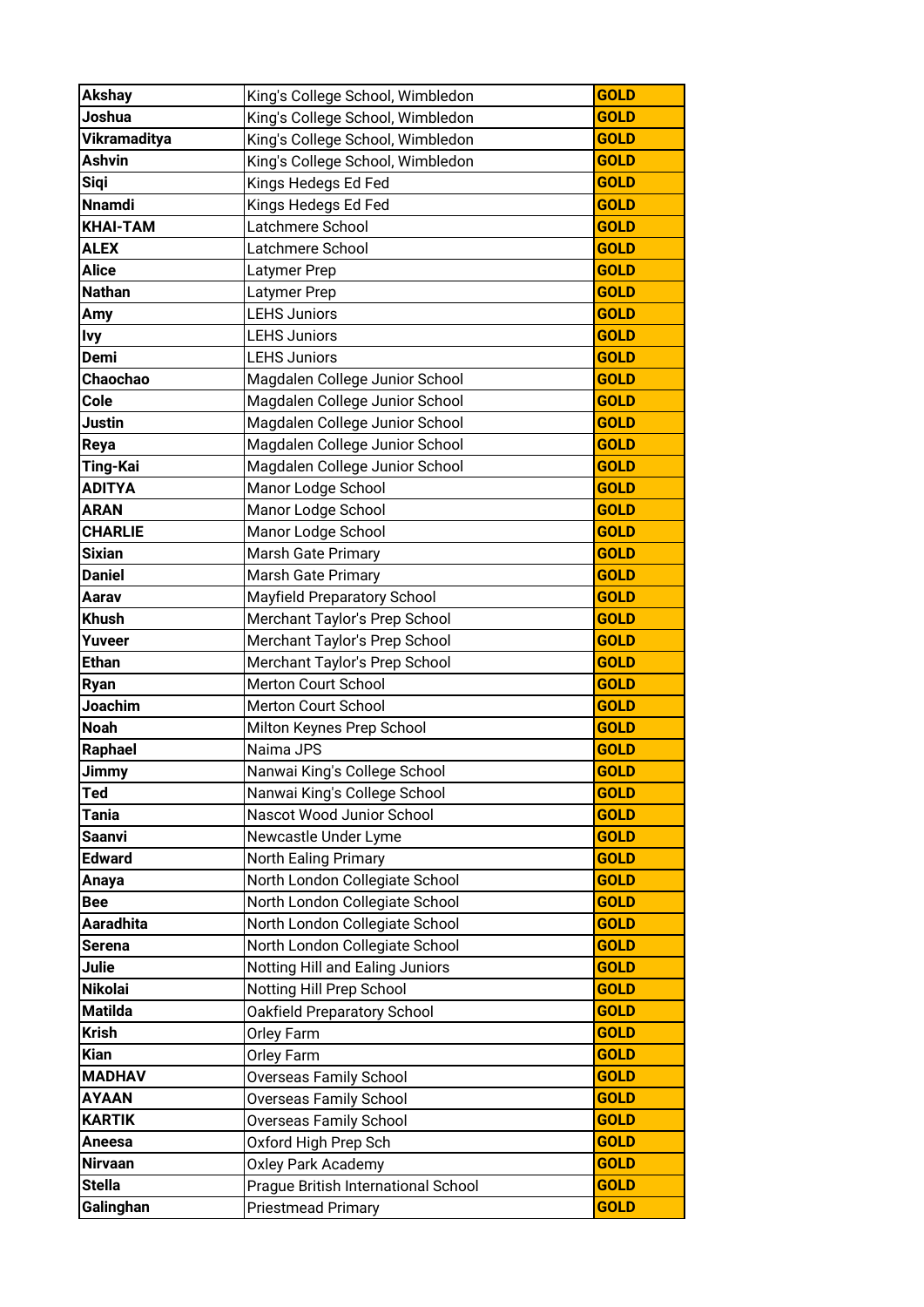| Akshay | King's College School, Wimbledon | GOLD |
|---|---|---|
| Joshua | King's College School, Wimbledon | GOLD |
| Vikramaditya | King's College School, Wimbledon | GOLD |
| Ashvin | King's College School, Wimbledon | GOLD |
| Siqi | Kings Hedegs Ed Fed | GOLD |
| Nnamdi | Kings Hedegs Ed Fed | GOLD |
| KHAI-TAM | Latchmere School | GOLD |
| ALEX | Latchmere School | GOLD |
| Alice | Latymer Prep | GOLD |
| Nathan | Latymer Prep | GOLD |
| Amy | LEHS Juniors | GOLD |
| Ivy | LEHS Juniors | GOLD |
| Demi | LEHS Juniors | GOLD |
| Chaochao | Magdalen College Junior School | GOLD |
| Cole | Magdalen College Junior School | GOLD |
| Justin | Magdalen College Junior School | GOLD |
| Reya | Magdalen College Junior School | GOLD |
| Ting-Kai | Magdalen College Junior School | GOLD |
| ADITYA | Manor Lodge School | GOLD |
| ARAN | Manor Lodge School | GOLD |
| CHARLIE | Manor Lodge School | GOLD |
| Sixian | Marsh Gate Primary | GOLD |
| Daniel | Marsh Gate Primary | GOLD |
| Aarav | Mayfield Preparatory School | GOLD |
| Khush | Merchant Taylor's Prep School | GOLD |
| Yuveer | Merchant Taylor's Prep School | GOLD |
| Ethan | Merchant Taylor's Prep School | GOLD |
| Ryan | Merton Court School | GOLD |
| Joachim | Merton Court School | GOLD |
| Noah | Milton Keynes Prep School | GOLD |
| Raphael | Naima JPS | GOLD |
| Jimmy | Nanwai King's College School | GOLD |
| Ted | Nanwai King's College School | GOLD |
| Tania | Nascot Wood Junior School | GOLD |
| Saanvi | Newcastle Under Lyme | GOLD |
| Edward | North Ealing Primary | GOLD |
| Anaya | North London Collegiate School | GOLD |
| Bee | North London Collegiate School | GOLD |
| Aaradhita | North London Collegiate School | GOLD |
| Serena | North London Collegiate School | GOLD |
| Julie | Notting Hill and Ealing Juniors | GOLD |
| Nikolai | Notting Hill Prep School | GOLD |
| Matilda | Oakfield Preparatory School | GOLD |
| Krish | Orley Farm | GOLD |
| Kian | Orley Farm | GOLD |
| MADHAV | Overseas Family School | GOLD |
| AYAAN | Overseas Family School | GOLD |
| KARTIK | Overseas Family School | GOLD |
| Aneesa | Oxford High Prep Sch | GOLD |
| Nirvaan | Oxley Park Academy | GOLD |
| Stella | Prague British International School | GOLD |
| Galinghan | Priestmead Primary | GOLD |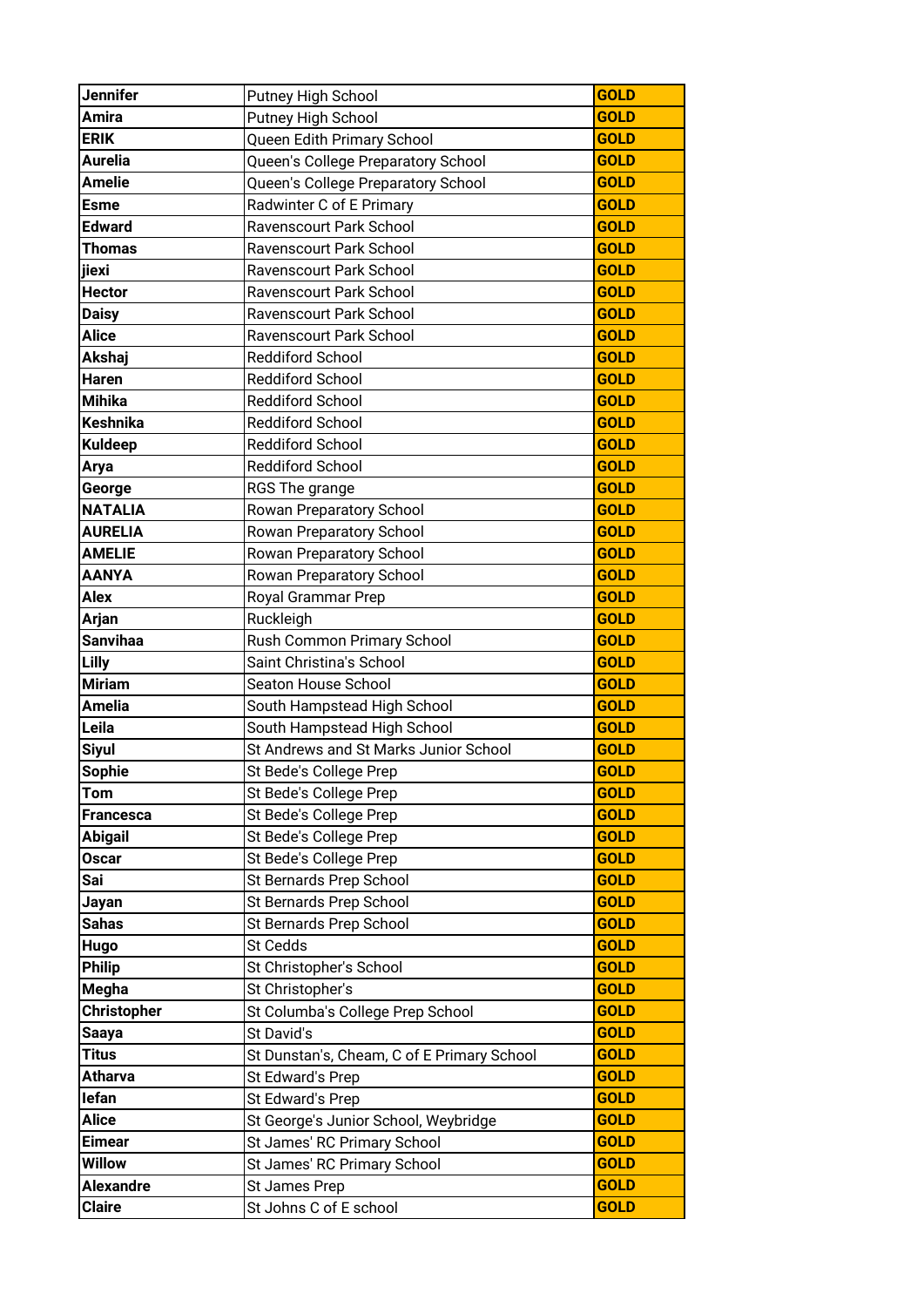| Jennifer | Putney High School | GOLD |
|---|---|---|
| Amira | Putney High School | GOLD |
| ERIK | Queen Edith Primary School | GOLD |
| Aurelia | Queen's College Preparatory School | GOLD |
| Amelie | Queen's College Preparatory School | GOLD |
| Esme | Radwinter C of E Primary | GOLD |
| Edward | Ravenscourt Park School | GOLD |
| Thomas | Ravenscourt Park School | GOLD |
| jiexi | Ravenscourt Park School | GOLD |
| Hector | Ravenscourt Park School | GOLD |
| Daisy | Ravenscourt Park School | GOLD |
| Alice | Ravenscourt Park School | GOLD |
| Akshaj | Reddiford School | GOLD |
| Haren | Reddiford School | GOLD |
| Mihika | Reddiford School | GOLD |
| Keshnika | Reddiford School | GOLD |
| Kuldeep | Reddiford School | GOLD |
| Arya | Reddiford School | GOLD |
| George | RGS The grange | GOLD |
| NATALIA | Rowan Preparatory School | GOLD |
| AURELIA | Rowan Preparatory School | GOLD |
| AMELIE | Rowan Preparatory School | GOLD |
| AANYA | Rowan Preparatory School | GOLD |
| Alex | Royal Grammar Prep | GOLD |
| Arjan | Ruckleigh | GOLD |
| Sanvihaa | Rush Common Primary School | GOLD |
| Lilly | Saint Christina's School | GOLD |
| Miriam | Seaton House School | GOLD |
| Amelia | South Hampstead High School | GOLD |
| Leila | South Hampstead High School | GOLD |
| Siyul | St Andrews and St Marks Junior School | GOLD |
| Sophie | St Bede's College Prep | GOLD |
| Tom | St Bede's College Prep | GOLD |
| Francesca | St Bede's College Prep | GOLD |
| Abigail | St Bede's College Prep | GOLD |
| Oscar | St Bede's College Prep | GOLD |
| Sai | St Bernards Prep School | GOLD |
| Jayan | St Bernards Prep School | GOLD |
| Sahas | St Bernards Prep School | GOLD |
| Hugo | St Cedds | GOLD |
| Philip | St Christopher's School | GOLD |
| Megha | St Christopher's | GOLD |
| Christopher | St Columba's College Prep School | GOLD |
| Saaya | St David's | GOLD |
| Titus | St Dunstan's, Cheam, C of E Primary School | GOLD |
| Atharva | St Edward's Prep | GOLD |
| Iefan | St Edward's Prep | GOLD |
| Alice | St George's Junior School, Weybridge | GOLD |
| Eimear | St James' RC Primary School | GOLD |
| Willow | St James' RC Primary School | GOLD |
| Alexandre | St James Prep | GOLD |
| Claire | St Johns C of E school | GOLD |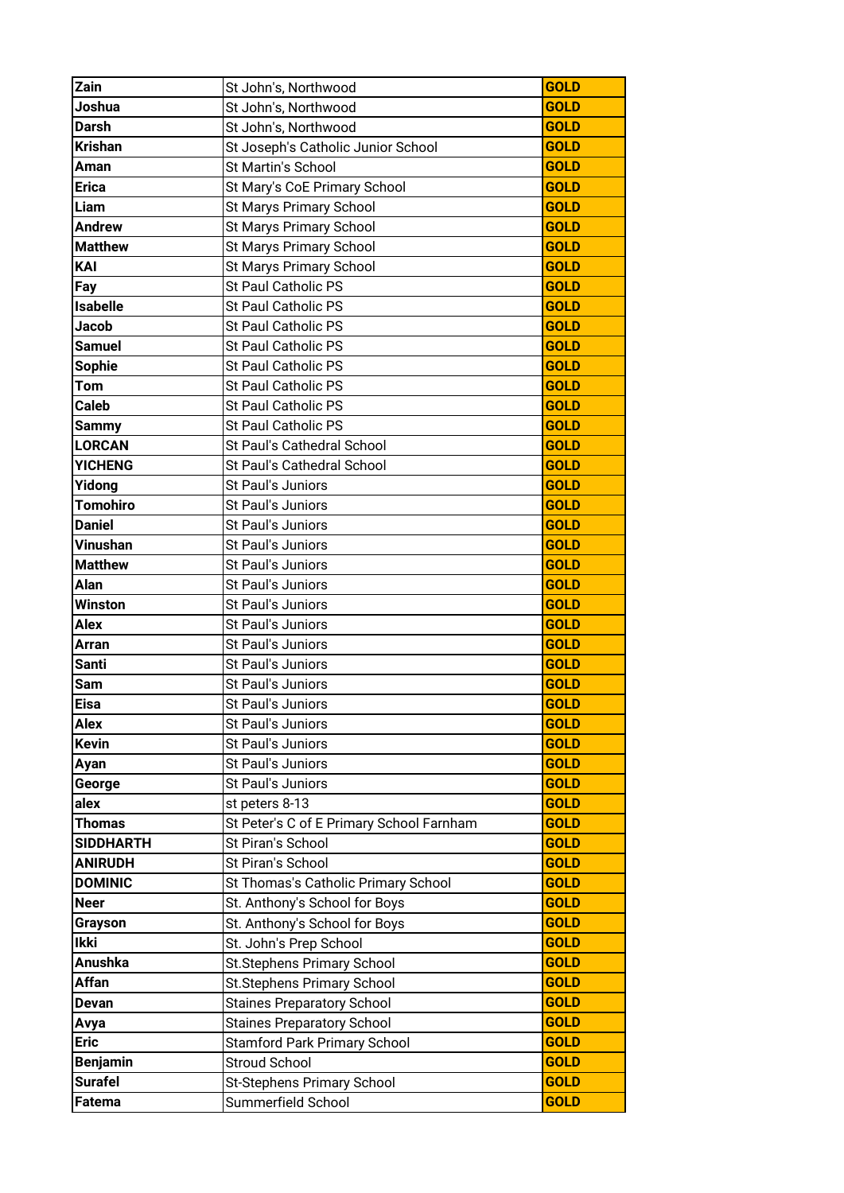| Zain | St John's, Northwood | GOLD |
|---|---|---|
| Joshua | St John's, Northwood | GOLD |
| Darsh | St John's, Northwood | GOLD |
| Krishan | St Joseph's Catholic Junior School | GOLD |
| Aman | St Martin's School | GOLD |
| Erica | St Mary's CoE Primary School | GOLD |
| Liam | St Marys Primary School | GOLD |
| Andrew | St Marys Primary School | GOLD |
| Matthew | St Marys Primary School | GOLD |
| KAI | St Marys Primary School | GOLD |
| Fay | St Paul Catholic PS | GOLD |
| Isabelle | St Paul Catholic PS | GOLD |
| Jacob | St Paul Catholic PS | GOLD |
| Samuel | St Paul Catholic PS | GOLD |
| Sophie | St Paul Catholic PS | GOLD |
| Tom | St Paul Catholic PS | GOLD |
| Caleb | St Paul Catholic PS | GOLD |
| Sammy | St Paul Catholic PS | GOLD |
| LORCAN | St Paul's Cathedral School | GOLD |
| YICHENG | St Paul's Cathedral School | GOLD |
| Yidong | St Paul's Juniors | GOLD |
| Tomohiro | St Paul's Juniors | GOLD |
| Daniel | St Paul's Juniors | GOLD |
| Vinushan | St Paul's Juniors | GOLD |
| Matthew | St Paul's Juniors | GOLD |
| Alan | St Paul's Juniors | GOLD |
| Winston | St Paul's Juniors | GOLD |
| Alex | St Paul's Juniors | GOLD |
| Arran | St Paul's Juniors | GOLD |
| Santi | St Paul's Juniors | GOLD |
| Sam | St Paul's Juniors | GOLD |
| Eisa | St Paul's Juniors | GOLD |
| Alex | St Paul's Juniors | GOLD |
| Kevin | St Paul's Juniors | GOLD |
| Ayan | St Paul's Juniors | GOLD |
| George | St Paul's Juniors | GOLD |
| alex | st peters 8-13 | GOLD |
| Thomas | St Peter's C of E Primary School Farnham | GOLD |
| SIDDHARTH | St Piran's School | GOLD |
| ANIRUDH | St Piran's School | GOLD |
| DOMINIC | St Thomas's Catholic Primary School | GOLD |
| Neer | St. Anthony's School for Boys | GOLD |
| Grayson | St. Anthony's School for Boys | GOLD |
| Ikki | St. John's Prep School | GOLD |
| Anushka | St.Stephens Primary School | GOLD |
| Affan | St.Stephens Primary School | GOLD |
| Devan | Staines Preparatory School | GOLD |
| Avya | Staines Preparatory School | GOLD |
| Eric | Stamford Park Primary School | GOLD |
| Benjamin | Stroud School | GOLD |
| Surafel | St-Stephens Primary School | GOLD |
| Fatema | Summerfield School | GOLD |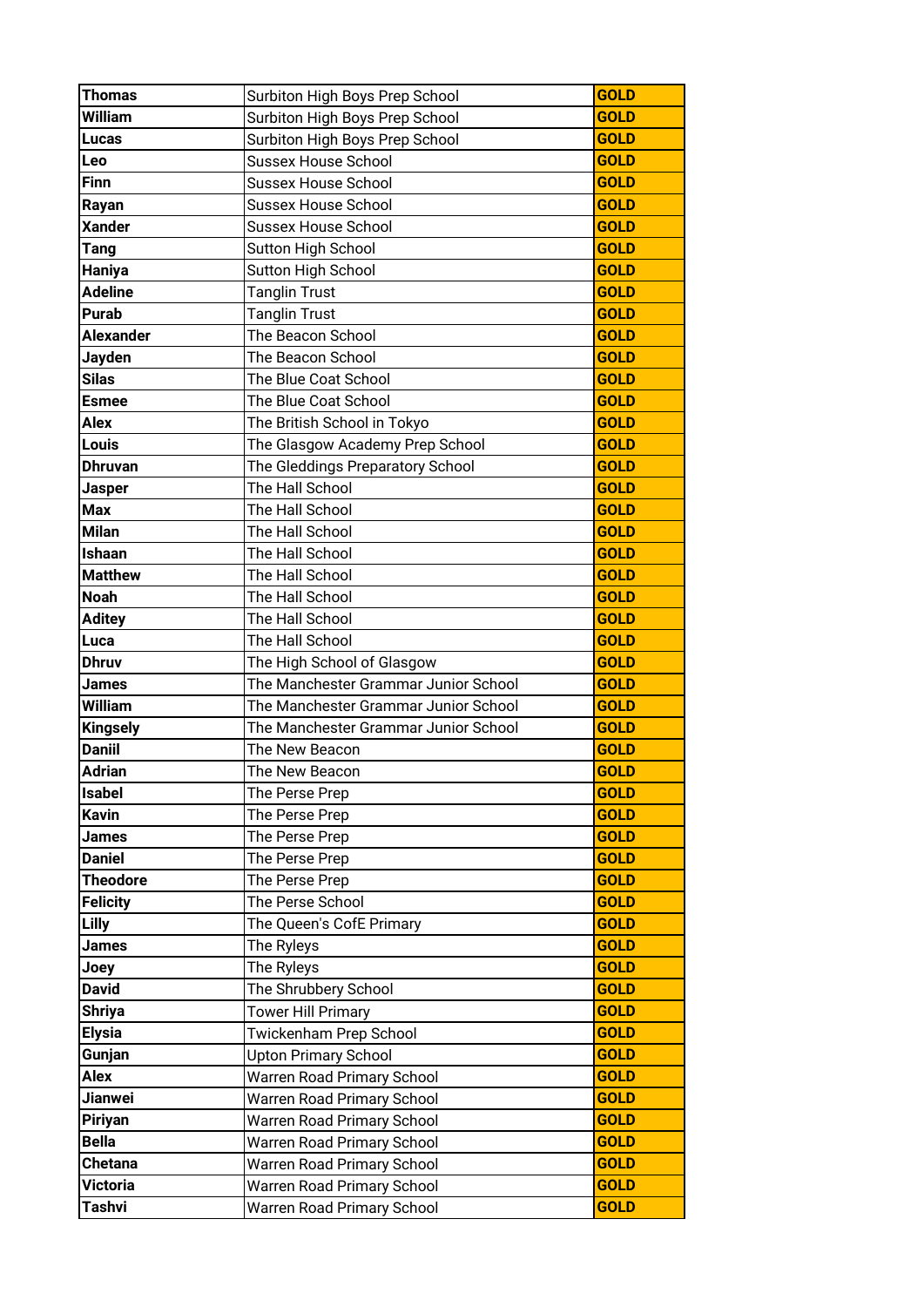| Thomas | Surbiton High Boys Prep School | GOLD |
|---|---|---|
| William | Surbiton High Boys Prep School | GOLD |
| Lucas | Surbiton High Boys Prep School | GOLD |
| Leo | Sussex House School | GOLD |
| Finn | Sussex House School | GOLD |
| Rayan | Sussex House School | GOLD |
| Xander | Sussex House School | GOLD |
| Tang | Sutton High School | GOLD |
| Haniya | Sutton High School | GOLD |
| Adeline | Tanglin Trust | GOLD |
| Purab | Tanglin Trust | GOLD |
| Alexander | The Beacon School | GOLD |
| Jayden | The Beacon School | GOLD |
| Silas | The Blue Coat School | GOLD |
| Esmee | The Blue Coat School | GOLD |
| Alex | The British School in Tokyo | GOLD |
| Louis | The Glasgow Academy Prep School | GOLD |
| Dhruvan | The Gleddings Preparatory School | GOLD |
| Jasper | The Hall School | GOLD |
| Max | The Hall School | GOLD |
| Milan | The Hall School | GOLD |
| Ishaan | The Hall School | GOLD |
| Matthew | The Hall School | GOLD |
| Noah | The Hall School | GOLD |
| Aditey | The Hall School | GOLD |
| Luca | The Hall School | GOLD |
| Dhruv | The High School of Glasgow | GOLD |
| James | The Manchester Grammar Junior School | GOLD |
| William | The Manchester Grammar Junior School | GOLD |
| Kingsely | The Manchester Grammar Junior School | GOLD |
| Daniil | The New Beacon | GOLD |
| Adrian | The New Beacon | GOLD |
| Isabel | The Perse Prep | GOLD |
| Kavin | The Perse Prep | GOLD |
| James | The Perse Prep | GOLD |
| Daniel | The Perse Prep | GOLD |
| Theodore | The Perse Prep | GOLD |
| Felicity | The Perse School | GOLD |
| Lilly | The Queen's CofE Primary | GOLD |
| James | The Ryleys | GOLD |
| Joey | The Ryleys | GOLD |
| David | The Shrubbery School | GOLD |
| Shriya | Tower Hill Primary | GOLD |
| Elysia | Twickenham Prep School | GOLD |
| Gunjan | Upton Primary School | GOLD |
| Alex | Warren Road Primary School | GOLD |
| Jianwei | Warren Road Primary School | GOLD |
| Piriyan | Warren Road Primary School | GOLD |
| Bella | Warren Road Primary School | GOLD |
| Chetana | Warren Road Primary School | GOLD |
| Victoria | Warren Road Primary School | GOLD |
| Tashvi | Warren Road Primary School | GOLD |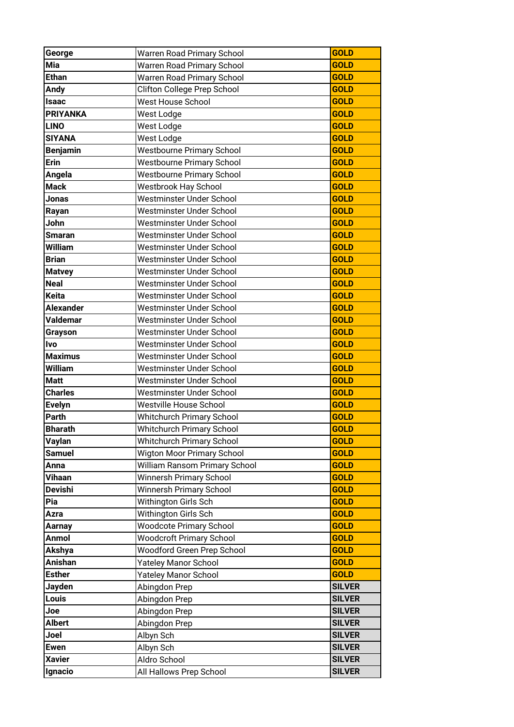| George | Warren Road Primary School | GOLD |
|---|---|---|
| Mia | Warren Road Primary School | GOLD |
| Ethan | Warren Road Primary School | GOLD |
| Andy | Clifton College Prep School | GOLD |
| Isaac | West House School | GOLD |
| PRIYANKA | West Lodge | GOLD |
| LINO | West Lodge | GOLD |
| SIYANA | West Lodge | GOLD |
| Benjamin | Westbourne Primary School | GOLD |
| Erin | Westbourne Primary School | GOLD |
| Angela | Westbourne Primary School | GOLD |
| Mack | Westbrook Hay School | GOLD |
| Jonas | Westminster Under School | GOLD |
| Rayan | Westminster Under School | GOLD |
| John | Westminster Under School | GOLD |
| Smaran | Westminster Under School | GOLD |
| William | Westminster Under School | GOLD |
| Brian | Westminster Under School | GOLD |
| Matvey | Westminster Under School | GOLD |
| Neal | Westminster Under School | GOLD |
| Keita | Westminster Under School | GOLD |
| Alexander | Westminster Under School | GOLD |
| Valdemar | Westminster Under School | GOLD |
| Grayson | Westminster Under School | GOLD |
| Ivo | Westminster Under School | GOLD |
| Maximus | Westminster Under School | GOLD |
| William | Westminster Under School | GOLD |
| Matt | Westminster Under School | GOLD |
| Charles | Westminster Under School | GOLD |
| Evelyn | Westville House School | GOLD |
| Parth | Whitchurch Primary School | GOLD |
| Bharath | Whitchurch Primary School | GOLD |
| Vaylan | Whitchurch Primary School | GOLD |
| Samuel | Wigton Moor Primary School | GOLD |
| Anna | William Ransom Primary School | GOLD |
| Vihaan | Winnersh Primary School | GOLD |
| Devishi | Winnersh Primary School | GOLD |
| Pia | Withington Girls Sch | GOLD |
| Azra | Withington Girls Sch | GOLD |
| Aarnay | Woodcote Primary School | GOLD |
| Anmol | Woodcroft Primary School | GOLD |
| Akshya | Woodford Green Prep School | GOLD |
| Anishan | Yateley Manor School | GOLD |
| Esther | Yateley Manor School | GOLD |
| Jayden | Abingdon Prep | SILVER |
| Louis | Abingdon Prep | SILVER |
| Joe | Abingdon Prep | SILVER |
| Albert | Abingdon Prep | SILVER |
| Joel | Albyn Sch | SILVER |
| Ewen | Albyn Sch | SILVER |
| Xavier | Aldro School | SILVER |
| Ignacio | All Hallows Prep School | SILVER |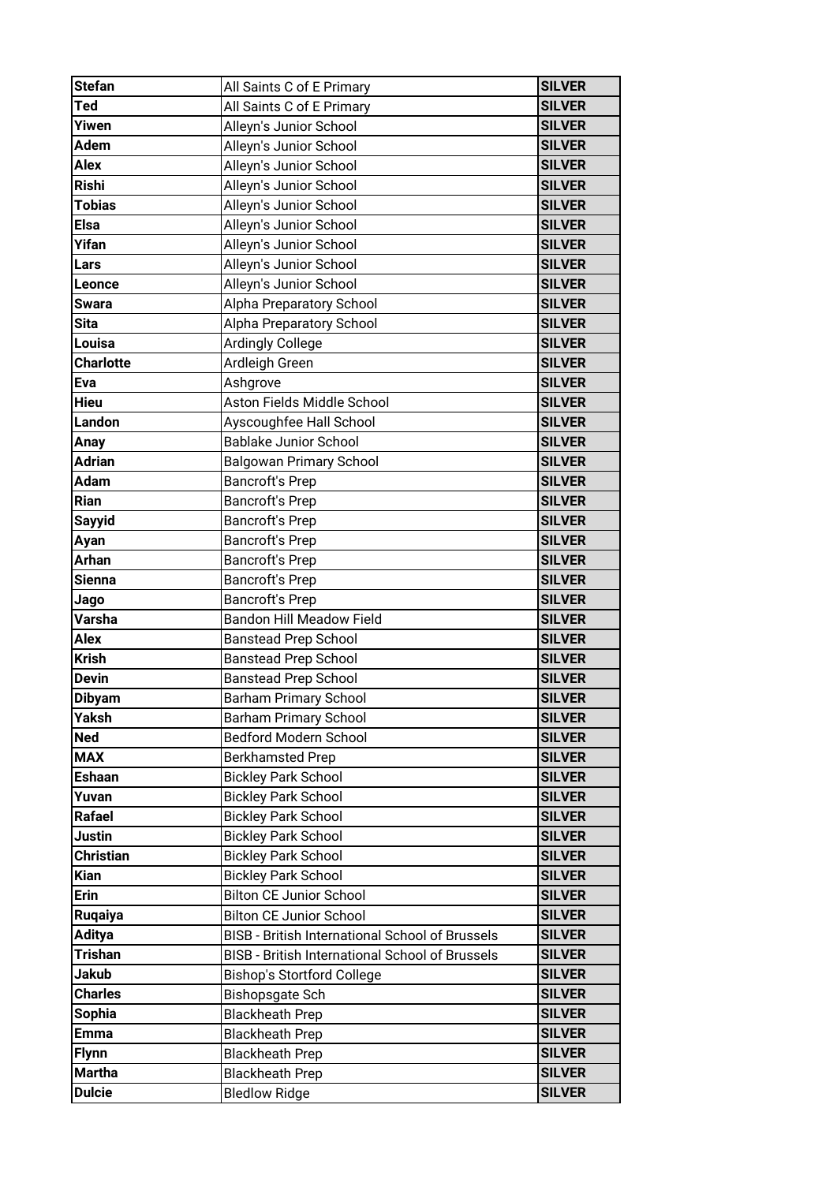| Stefan | All Saints C of E Primary | SILVER |
|---|---|---|
| Ted | All Saints C of E Primary | SILVER |
| Yiwen | Alleyn's Junior School | SILVER |
| Adem | Alleyn's Junior School | SILVER |
| Alex | Alleyn's Junior School | SILVER |
| Rishi | Alleyn's Junior School | SILVER |
| Tobias | Alleyn's Junior School | SILVER |
| Elsa | Alleyn's Junior School | SILVER |
| Yifan | Alleyn's Junior School | SILVER |
| Lars | Alleyn's Junior School | SILVER |
| Leonce | Alleyn's Junior School | SILVER |
| Swara | Alpha Preparatory School | SILVER |
| Sita | Alpha Preparatory School | SILVER |
| Louisa | Ardingly College | SILVER |
| Charlotte | Ardleigh Green | SILVER |
| Eva | Ashgrove | SILVER |
| Hieu | Aston Fields Middle School | SILVER |
| Landon | Ayscoughfee Hall School | SILVER |
| Anay | Bablake Junior School | SILVER |
| Adrian | Balgowan Primary School | SILVER |
| Adam | Bancroft's Prep | SILVER |
| Rian | Bancroft's Prep | SILVER |
| Sayyid | Bancroft's Prep | SILVER |
| Ayan | Bancroft's Prep | SILVER |
| Arhan | Bancroft's Prep | SILVER |
| Sienna | Bancroft's Prep | SILVER |
| Jago | Bancroft's Prep | SILVER |
| Varsha | Bandon Hill Meadow Field | SILVER |
| Alex | Banstead Prep School | SILVER |
| Krish | Banstead Prep School | SILVER |
| Devin | Banstead Prep School | SILVER |
| Dibyam | Barham Primary School | SILVER |
| Yaksh | Barham Primary School | SILVER |
| Ned | Bedford Modern School | SILVER |
| MAX | Berkhamsted Prep | SILVER |
| Eshaan | Bickley Park School | SILVER |
| Yuvan | Bickley Park School | SILVER |
| Rafael | Bickley Park School | SILVER |
| Justin | Bickley Park School | SILVER |
| Christian | Bickley Park School | SILVER |
| Kian | Bickley Park School | SILVER |
| Erin | Bilton CE Junior School | SILVER |
| Ruqaiya | Bilton CE Junior School | SILVER |
| Aditya | BISB - British International School of Brussels | SILVER |
| Trishan | BISB - British International School of Brussels | SILVER |
| Jakub | Bishop's Stortford College | SILVER |
| Charles | Bishopsgate Sch | SILVER |
| Sophia | Blackheath Prep | SILVER |
| Emma | Blackheath Prep | SILVER |
| Flynn | Blackheath Prep | SILVER |
| Martha | Blackheath Prep | SILVER |
| Dulcie | Bledlow Ridge | SILVER |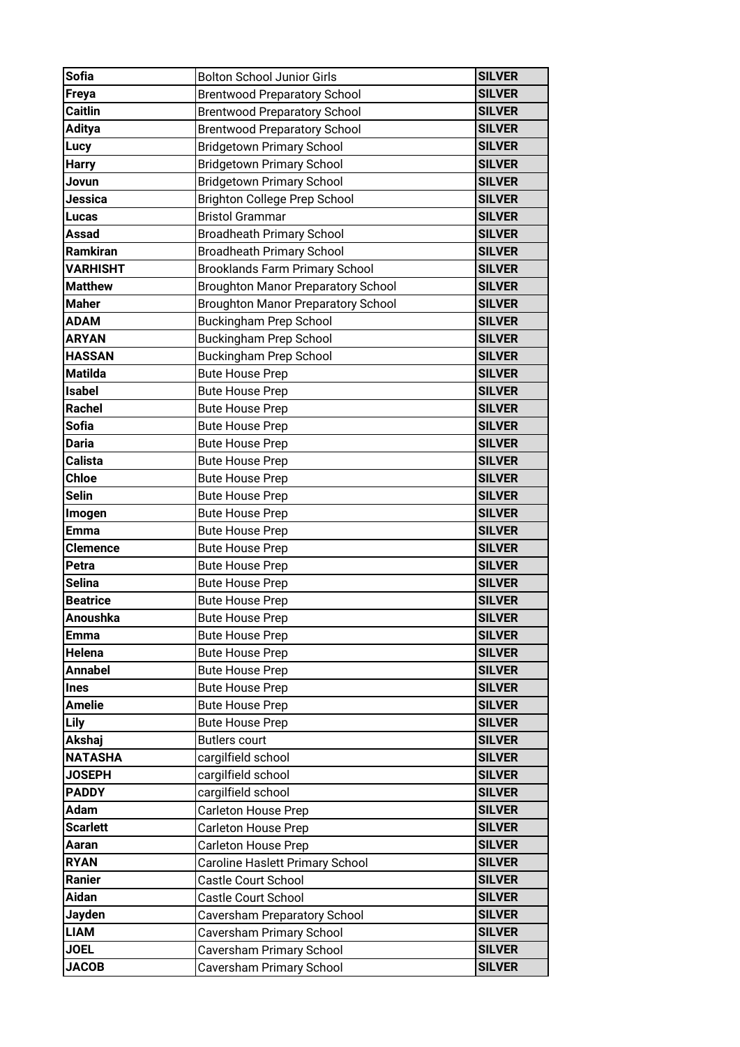| Sofia | Bolton School Junior Girls | SILVER |
|---|---|---|
| Freya | Brentwood Preparatory School | SILVER |
| Caitlin | Brentwood Preparatory School | SILVER |
| Aditya | Brentwood Preparatory School | SILVER |
| Lucy | Bridgetown Primary School | SILVER |
| Harry | Bridgetown Primary School | SILVER |
| Jovun | Bridgetown Primary School | SILVER |
| Jessica | Brighton College Prep School | SILVER |
| Lucas | Bristol Grammar | SILVER |
| Assad | Broadheath Primary School | SILVER |
| Ramkiran | Broadheath Primary School | SILVER |
| VARHISHT | Brooklands Farm Primary School | SILVER |
| Matthew | Broughton Manor Preparatory School | SILVER |
| Maher | Broughton Manor Preparatory School | SILVER |
| ADAM | Buckingham Prep School | SILVER |
| ARYAN | Buckingham Prep School | SILVER |
| HASSAN | Buckingham Prep School | SILVER |
| Matilda | Bute House Prep | SILVER |
| Isabel | Bute House Prep | SILVER |
| Rachel | Bute House Prep | SILVER |
| Sofia | Bute House Prep | SILVER |
| Daria | Bute House Prep | SILVER |
| Calista | Bute House Prep | SILVER |
| Chloe | Bute House Prep | SILVER |
| Selin | Bute House Prep | SILVER |
| Imogen | Bute House Prep | SILVER |
| Emma | Bute House Prep | SILVER |
| Clemence | Bute House Prep | SILVER |
| Petra | Bute House Prep | SILVER |
| Selina | Bute House Prep | SILVER |
| Beatrice | Bute House Prep | SILVER |
| Anoushka | Bute House Prep | SILVER |
| Emma | Bute House Prep | SILVER |
| Helena | Bute House Prep | SILVER |
| Annabel | Bute House Prep | SILVER |
| Ines | Bute House Prep | SILVER |
| Amelie | Bute House Prep | SILVER |
| Lily | Bute House Prep | SILVER |
| Akshaj | Butlers court | SILVER |
| NATASHA | cargilfield school | SILVER |
| JOSEPH | cargilfield school | SILVER |
| PADDY | cargilfield school | SILVER |
| Adam | Carleton House Prep | SILVER |
| Scarlett | Carleton House Prep | SILVER |
| Aaran | Carleton House Prep | SILVER |
| RYAN | Caroline Haslett Primary School | SILVER |
| Ranier | Castle Court School | SILVER |
| Aidan | Castle Court School | SILVER |
| Jayden | Caversham Preparatory School | SILVER |
| LIAM | Caversham Primary School | SILVER |
| JOEL | Caversham Primary School | SILVER |
| JACOB | Caversham Primary School | SILVER |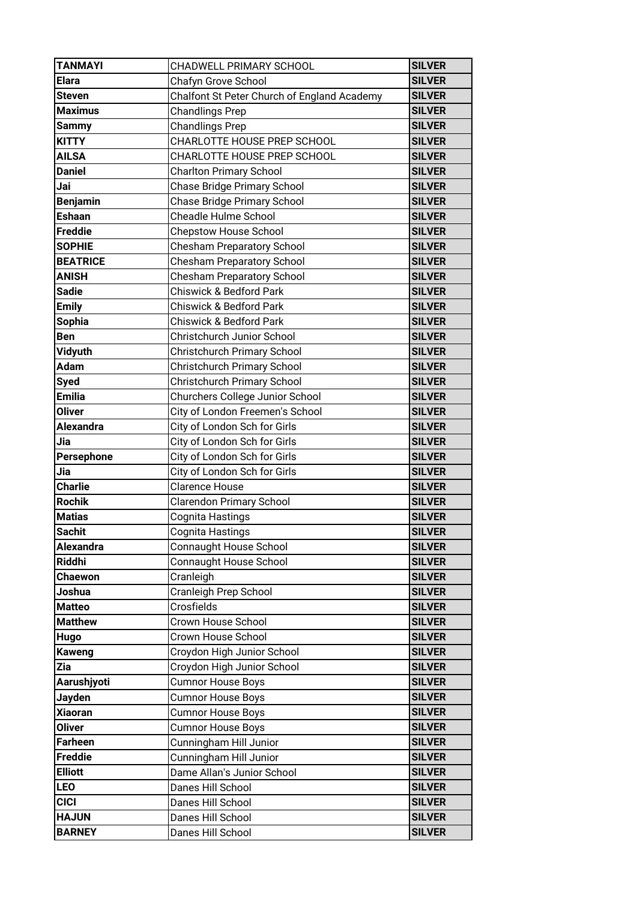| TANMAYI | CHADWELL PRIMARY SCHOOL | SILVER |
|---|---|---|
| Elara | Chafyn Grove School | SILVER |
| Steven | Chalfont St Peter Church of England Academy | SILVER |
| Maximus | Chandlings Prep | SILVER |
| Sammy | Chandlings Prep | SILVER |
| KITTY | CHARLOTTE HOUSE PREP SCHOOL | SILVER |
| AILSA | CHARLOTTE HOUSE PREP SCHOOL | SILVER |
| Daniel | Charlton Primary School | SILVER |
| Jai | Chase Bridge Primary School | SILVER |
| Benjamin | Chase Bridge Primary School | SILVER |
| Eshaan | Cheadle Hulme School | SILVER |
| Freddie | Chepstow House School | SILVER |
| SOPHIE | Chesham Preparatory School | SILVER |
| BEATRICE | Chesham Preparatory School | SILVER |
| ANISH | Chesham Preparatory School | SILVER |
| Sadie | Chiswick & Bedford Park | SILVER |
| Emily | Chiswick & Bedford Park | SILVER |
| Sophia | Chiswick & Bedford Park | SILVER |
| Ben | Christchurch Junior School | SILVER |
| Vidyuth | Christchurch Primary School | SILVER |
| Adam | Christchurch Primary School | SILVER |
| Syed | Christchurch Primary School | SILVER |
| Emilia | Churchers College Junior School | SILVER |
| Oliver | City of London Freemen's School | SILVER |
| Alexandra | City of London Sch for Girls | SILVER |
| Jia | City of London Sch for Girls | SILVER |
| Persephone | City of London Sch for Girls | SILVER |
| Jia | City of London Sch for Girls | SILVER |
| Charlie | Clarence House | SILVER |
| Rochik | Clarendon Primary School | SILVER |
| Matias | Cognita Hastings | SILVER |
| Sachit | Cognita Hastings | SILVER |
| Alexandra | Connaught House School | SILVER |
| Riddhi | Connaught House School | SILVER |
| Chaewon | Cranleigh | SILVER |
| Joshua | Cranleigh Prep School | SILVER |
| Matteo | Crosfields | SILVER |
| Matthew | Crown House School | SILVER |
| Hugo | Crown House School | SILVER |
| Kaweng | Croydon High Junior School | SILVER |
| Zia | Croydon High Junior School | SILVER |
| Aarushjyoti | Cumnor House Boys | SILVER |
| Jayden | Cumnor House Boys | SILVER |
| Xiaoran | Cumnor House Boys | SILVER |
| Oliver | Cumnor House Boys | SILVER |
| Farheen | Cunningham Hill Junior | SILVER |
| Freddie | Cunningham Hill Junior | SILVER |
| Elliott | Dame Allan's Junior School | SILVER |
| LEO | Danes Hill School | SILVER |
| CICI | Danes Hill School | SILVER |
| HAJUN | Danes Hill School | SILVER |
| BARNEY | Danes Hill School | SILVER |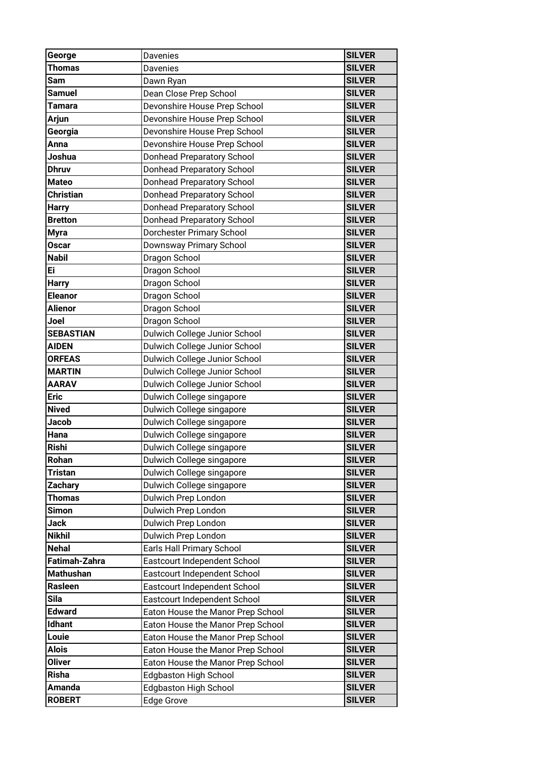| George | Davenies | SILVER |
|---|---|---|
| Thomas | Davenies | SILVER |
| Sam | Dawn Ryan | SILVER |
| Samuel | Dean Close Prep School | SILVER |
| Tamara | Devonshire House Prep School | SILVER |
| Arjun | Devonshire House Prep School | SILVER |
| Georgia | Devonshire House Prep School | SILVER |
| Anna | Devonshire House Prep School | SILVER |
| Joshua | Donhead Preparatory School | SILVER |
| Dhruv | Donhead Preparatory School | SILVER |
| Mateo | Donhead Preparatory School | SILVER |
| Christian | Donhead Preparatory School | SILVER |
| Harry | Donhead Preparatory School | SILVER |
| Bretton | Donhead Preparatory School | SILVER |
| Myra | Dorchester Primary School | SILVER |
| Oscar | Downsway Primary School | SILVER |
| Nabil | Dragon School | SILVER |
| Ei | Dragon School | SILVER |
| Harry | Dragon School | SILVER |
| Eleanor | Dragon School | SILVER |
| Alienor | Dragon School | SILVER |
| Joel | Dragon School | SILVER |
| SEBASTIAN | Dulwich College Junior School | SILVER |
| AIDEN | Dulwich College Junior School | SILVER |
| ORFEAS | Dulwich College Junior School | SILVER |
| MARTIN | Dulwich College Junior School | SILVER |
| AARAV | Dulwich College Junior School | SILVER |
| Eric | Dulwich College singapore | SILVER |
| Nived | Dulwich College singapore | SILVER |
| Jacob | Dulwich College singapore | SILVER |
| Hana | Dulwich College singapore | SILVER |
| Rishi | Dulwich College singapore | SILVER |
| Rohan | Dulwich College singapore | SILVER |
| Tristan | Dulwich College singapore | SILVER |
| Zachary | Dulwich College singapore | SILVER |
| Thomas | Dulwich Prep London | SILVER |
| Simon | Dulwich Prep London | SILVER |
| Jack | Dulwich Prep London | SILVER |
| Nikhil | Dulwich Prep London | SILVER |
| Nehal | Earls Hall Primary School | SILVER |
| Fatimah-Zahra | Eastcourt Independent School | SILVER |
| Mathushan | Eastcourt Independent School | SILVER |
| Rasleen | Eastcourt Independent School | SILVER |
| Sila | Eastcourt Independent School | SILVER |
| Edward | Eaton House the Manor Prep School | SILVER |
| Idhant | Eaton House the Manor Prep School | SILVER |
| Louie | Eaton House the Manor Prep School | SILVER |
| Alois | Eaton House the Manor Prep School | SILVER |
| Oliver | Eaton House the Manor Prep School | SILVER |
| Risha | Edgbaston High School | SILVER |
| Amanda | Edgbaston High School | SILVER |
| ROBERT | Edge Grove | SILVER |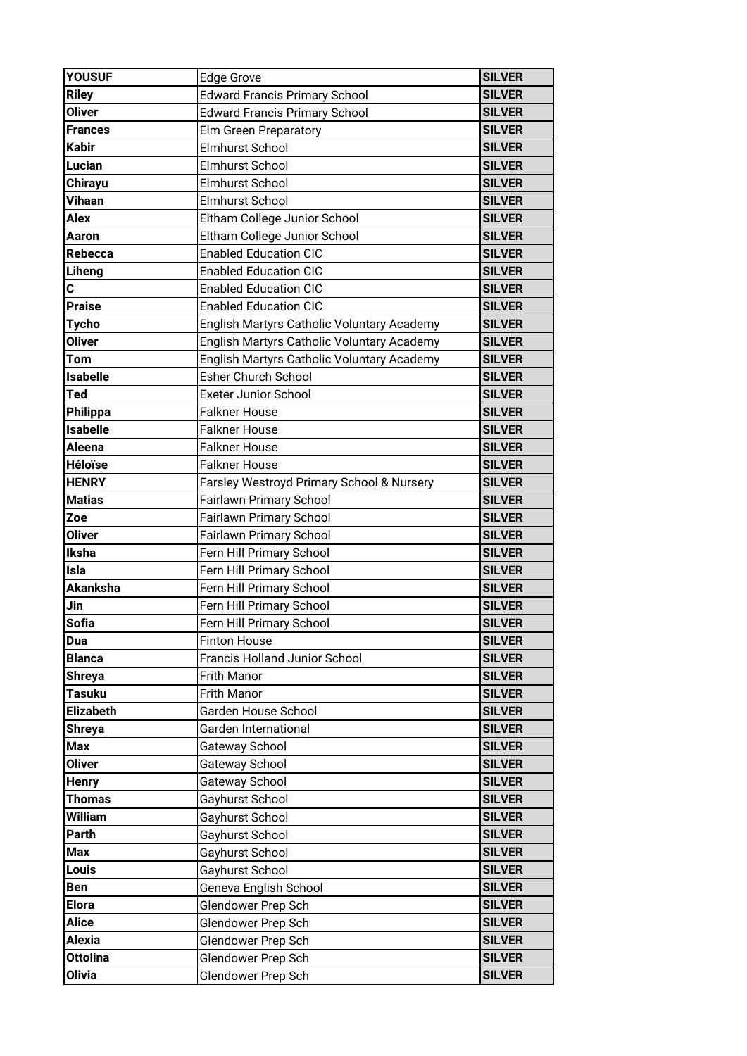| | | |
|---|---|---|
| **YOUSUF** | Edge Grove | **SILVER** |
| **Riley** | Edward Francis Primary School | **SILVER** |
| **Oliver** | Edward Francis Primary School | **SILVER** |
| **Frances** | Elm Green Preparatory | **SILVER** |
| **Kabir** | Elmhurst School | **SILVER** |
| **Lucian** | Elmhurst School | **SILVER** |
| **Chirayu** | Elmhurst School | **SILVER** |
| **Vihaan** | Elmhurst School | **SILVER** |
| **Alex** | Eltham College Junior School | **SILVER** |
| **Aaron** | Eltham College Junior School | **SILVER** |
| **Rebecca** | Enabled Education CIC | **SILVER** |
| **Liheng** | Enabled Education CIC | **SILVER** |
| **C** | Enabled Education CIC | **SILVER** |
| **Praise** | Enabled Education CIC | **SILVER** |
| **Tycho** | English Martyrs Catholic Voluntary Academy | **SILVER** |
| **Oliver** | English Martyrs Catholic Voluntary Academy | **SILVER** |
| **Tom** | English Martyrs Catholic Voluntary Academy | **SILVER** |
| **Isabelle** | Esher Church School | **SILVER** |
| **Ted** | Exeter Junior School | **SILVER** |
| **Philippa** | Falkner House | **SILVER** |
| **Isabelle** | Falkner House | **SILVER** |
| **Aleena** | Falkner House | **SILVER** |
| **Héloïse** | Falkner House | **SILVER** |
| **HENRY** | Farsley Westroyd Primary School & Nursery | **SILVER** |
| **Matias** | Fairlawn Primary School | **SILVER** |
| **Zoe** | Fairlawn Primary School | **SILVER** |
| **Oliver** | Fairlawn Primary School | **SILVER** |
| **Iksha** | Fern Hill Primary School | **SILVER** |
| **Isla** | Fern Hill Primary School | **SILVER** |
| **Akanksha** | Fern Hill Primary School | **SILVER** |
| **Jin** | Fern Hill Primary School | **SILVER** |
| **Sofia** | Fern Hill Primary School | **SILVER** |
| **Dua** | Finton House | **SILVER** |
| **Blanca** | Francis Holland Junior School | **SILVER** |
| **Shreya** | Frith Manor | **SILVER** |
| **Tasuku** | Frith Manor | **SILVER** |
| **Elizabeth** | Garden House School | **SILVER** |
| **Shreya** | Garden International | **SILVER** |
| **Max** | Gateway School | **SILVER** |
| **Oliver** | Gateway School | **SILVER** |
| **Henry** | Gateway School | **SILVER** |
| **Thomas** | Gayhurst School | **SILVER** |
| **William** | Gayhurst School | **SILVER** |
| **Parth** | Gayhurst School | **SILVER** |
| **Max** | Gayhurst School | **SILVER** |
| **Louis** | Gayhurst School | **SILVER** |
| **Ben** | Geneva English School | **SILVER** |
| **Elora** | Glendower Prep Sch | **SILVER** |
| **Alice** | Glendower Prep Sch | **SILVER** |
| **Alexia** | Glendower Prep Sch | **SILVER** |
| **Ottolina** | Glendower Prep Sch | **SILVER** |
| **Olivia** | Glendower Prep Sch | **SILVER** |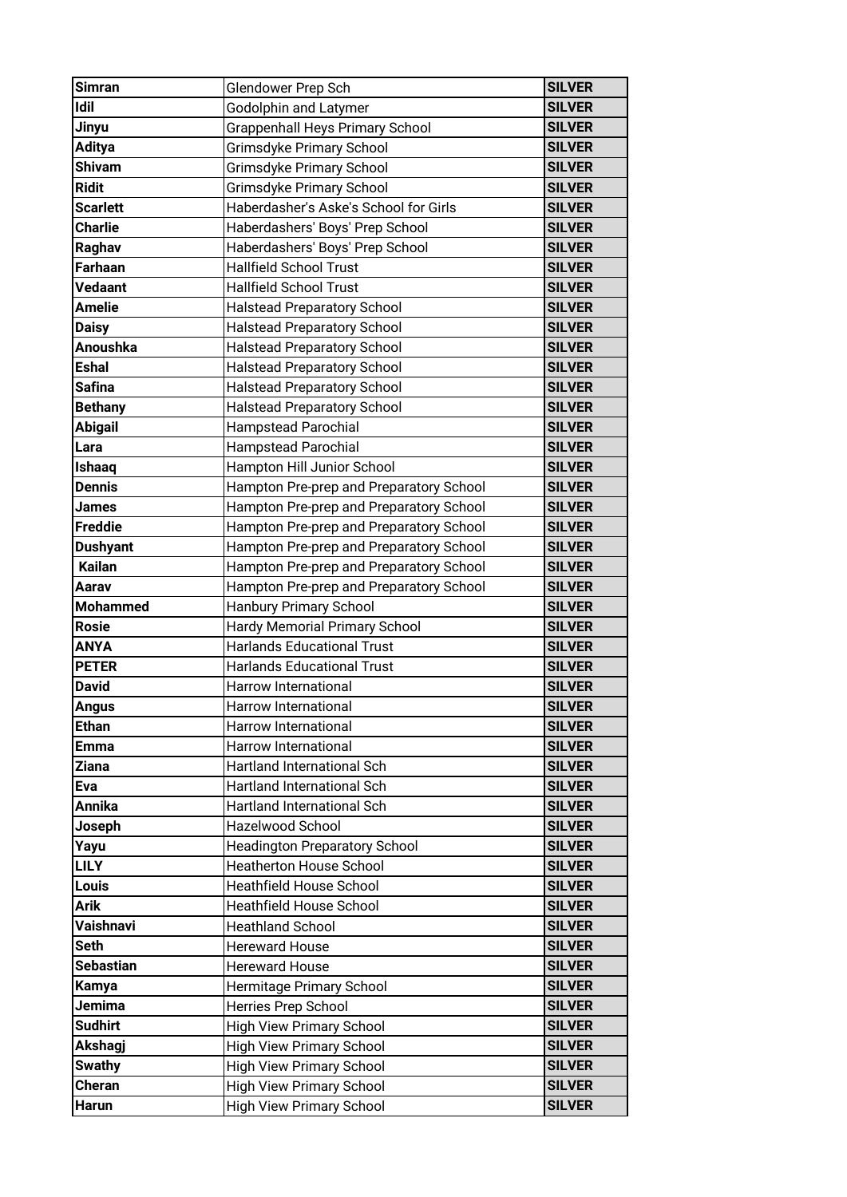| Simran | Glendower Prep Sch | SILVER |
|---|---|---|
| Idil | Godolphin and Latymer | SILVER |
| Jinyu | Grappenhall Heys Primary School | SILVER |
| Aditya | Grimsdyke Primary School | SILVER |
| Shivam | Grimsdyke Primary School | SILVER |
| Ridit | Grimsdyke Primary School | SILVER |
| Scarlett | Haberdasher's Aske's School for Girls | SILVER |
| Charlie | Haberdashers' Boys' Prep School | SILVER |
| Raghav | Haberdashers' Boys' Prep School | SILVER |
| Farhaan | Hallfield School Trust | SILVER |
| Vedaant | Hallfield School Trust | SILVER |
| Amelie | Halstead Preparatory School | SILVER |
| Daisy | Halstead Preparatory School | SILVER |
| Anoushka | Halstead Preparatory School | SILVER |
| Eshal | Halstead Preparatory School | SILVER |
| Safina | Halstead Preparatory School | SILVER |
| Bethany | Halstead Preparatory School | SILVER |
| Abigail | Hampstead Parochial | SILVER |
| Lara | Hampstead Parochial | SILVER |
| Ishaaq | Hampton Hill Junior School | SILVER |
| Dennis | Hampton Pre-prep and Preparatory School | SILVER |
| James | Hampton Pre-prep and Preparatory School | SILVER |
| Freddie | Hampton Pre-prep and Preparatory School | SILVER |
| Dushyant | Hampton Pre-prep and Preparatory School | SILVER |
| Kailan | Hampton Pre-prep and Preparatory School | SILVER |
| Aarav | Hampton Pre-prep and Preparatory School | SILVER |
| Mohammed | Hanbury Primary School | SILVER |
| Rosie | Hardy Memorial Primary School | SILVER |
| ANYA | Harlands Educational Trust | SILVER |
| PETER | Harlands Educational Trust | SILVER |
| David | Harrow International | SILVER |
| Angus | Harrow International | SILVER |
| Ethan | Harrow International | SILVER |
| Emma | Harrow International | SILVER |
| Ziana | Hartland International Sch | SILVER |
| Eva | Hartland International Sch | SILVER |
| Annika | Hartland International Sch | SILVER |
| Joseph | Hazelwood School | SILVER |
| Yayu | Headington Preparatory School | SILVER |
| LILY | Heatherton House School | SILVER |
| Louis | Heathfield House School | SILVER |
| Arik | Heathfield House School | SILVER |
| Vaishnavi | Heathland School | SILVER |
| Seth | Hereward House | SILVER |
| Sebastian | Hereward House | SILVER |
| Kamya | Hermitage Primary School | SILVER |
| Jemima | Herries Prep School | SILVER |
| Sudhirt | High View Primary School | SILVER |
| Akshagj | High View Primary School | SILVER |
| Swathy | High View Primary School | SILVER |
| Cheran | High View Primary School | SILVER |
| Harun | High View Primary School | SILVER |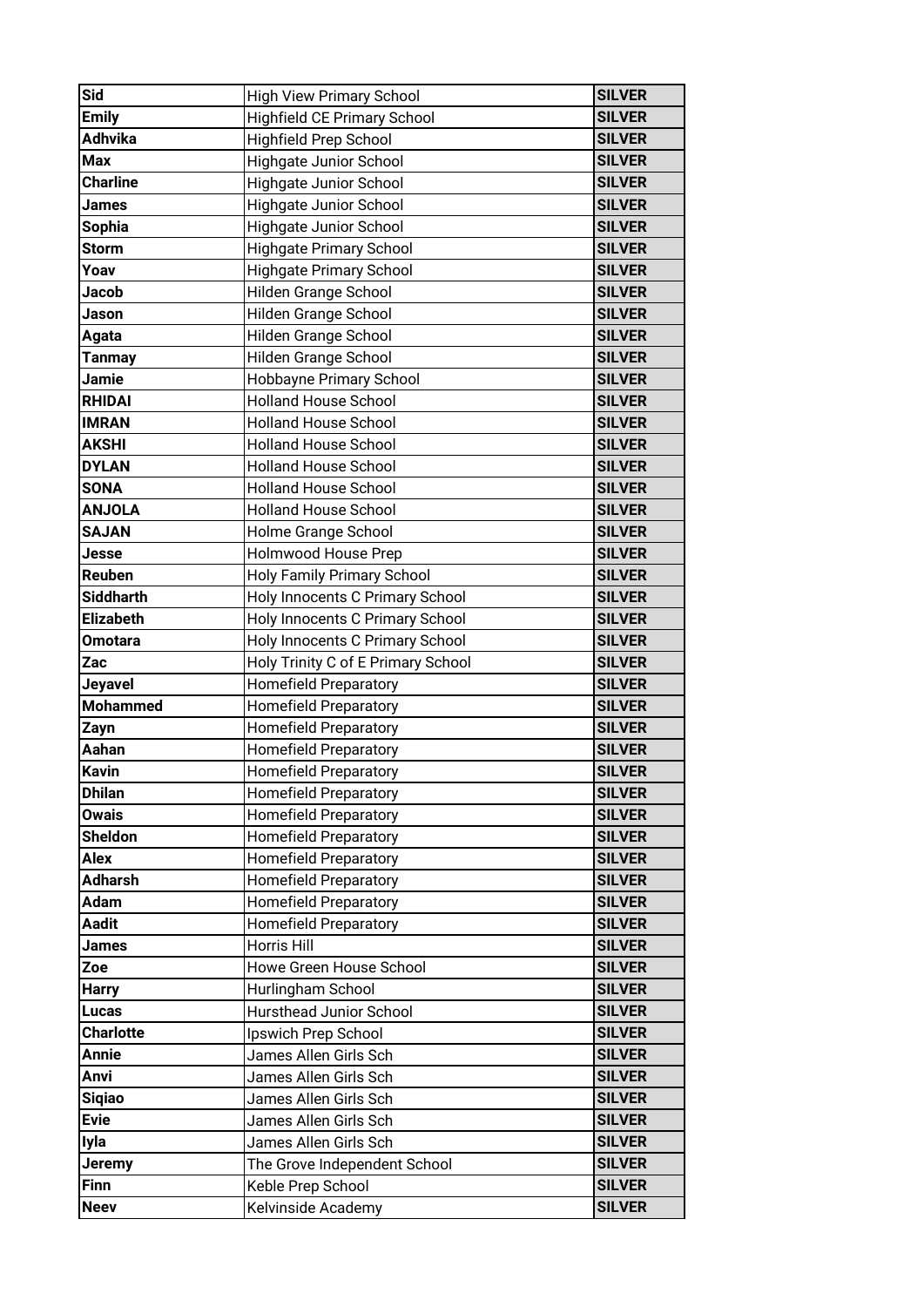| Sid | High View Primary School | SILVER |
|---|---|---|
| Emily | Highfield CE Primary School | SILVER |
| Adhvika | Highfield Prep School | SILVER |
| Max | Highgate Junior School | SILVER |
| Charline | Highgate Junior School | SILVER |
| James | Highgate Junior School | SILVER |
| Sophia | Highgate Junior School | SILVER |
| Storm | Highgate Primary School | SILVER |
| Yoav | Highgate Primary School | SILVER |
| Jacob | Hilden Grange School | SILVER |
| Jason | Hilden Grange School | SILVER |
| Agata | Hilden Grange School | SILVER |
| Tanmay | Hilden Grange School | SILVER |
| Jamie | Hobbayne Primary School | SILVER |
| RHIDAI | Holland House School | SILVER |
| IMRAN | Holland House School | SILVER |
| AKSHI | Holland House School | SILVER |
| DYLAN | Holland House School | SILVER |
| SONA | Holland House School | SILVER |
| ANJOLA | Holland House School | SILVER |
| SAJAN | Holme Grange School | SILVER |
| Jesse | Holmwood House Prep | SILVER |
| Reuben | Holy Family Primary School | SILVER |
| Siddharth | Holy Innocents C Primary School | SILVER |
| Elizabeth | Holy Innocents C Primary School | SILVER |
| Omotara | Holy Innocents C Primary School | SILVER |
| Zac | Holy Trinity C of E Primary School | SILVER |
| Jeyavel | Homefield Preparatory | SILVER |
| Mohammed | Homefield Preparatory | SILVER |
| Zayn | Homefield Preparatory | SILVER |
| Aahan | Homefield Preparatory | SILVER |
| Kavin | Homefield Preparatory | SILVER |
| Dhilan | Homefield Preparatory | SILVER |
| Owais | Homefield Preparatory | SILVER |
| Sheldon | Homefield Preparatory | SILVER |
| Alex | Homefield Preparatory | SILVER |
| Adharsh | Homefield Preparatory | SILVER |
| Adam | Homefield Preparatory | SILVER |
| Aadit | Homefield Preparatory | SILVER |
| James | Horris Hill | SILVER |
| Zoe | Howe Green House School | SILVER |
| Harry | Hurlingham School | SILVER |
| Lucas | Hursthead Junior School | SILVER |
| Charlotte | Ipswich Prep School | SILVER |
| Annie | James Allen Girls Sch | SILVER |
| Anvi | James Allen Girls Sch | SILVER |
| Siqiao | James Allen Girls Sch | SILVER |
| Evie | James Allen Girls Sch | SILVER |
| Iyla | James Allen Girls Sch | SILVER |
| Jeremy | The Grove Independent School | SILVER |
| Finn | Keble Prep School | SILVER |
| Neev | Kelvinside Academy | SILVER |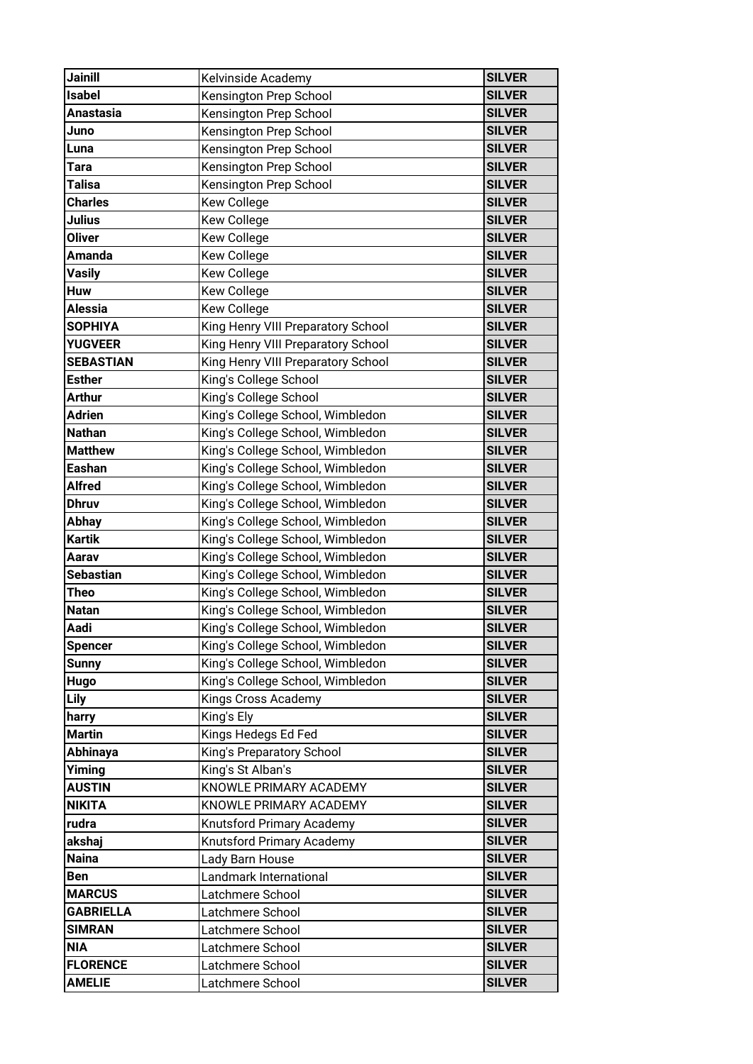| Jainill | Kelvinside Academy | SILVER |
|---|---|---|
| Isabel | Kensington Prep School | SILVER |
| Anastasia | Kensington Prep School | SILVER |
| Juno | Kensington Prep School | SILVER |
| Luna | Kensington Prep School | SILVER |
| Tara | Kensington Prep School | SILVER |
| Talisa | Kensington Prep School | SILVER |
| Charles | Kew College | SILVER |
| Julius | Kew College | SILVER |
| Oliver | Kew College | SILVER |
| Amanda | Kew College | SILVER |
| Vasily | Kew College | SILVER |
| Huw | Kew College | SILVER |
| Alessia | Kew College | SILVER |
| SOPHIYA | King Henry VIII Preparatory School | SILVER |
| YUGVEER | King Henry VIII Preparatory School | SILVER |
| SEBASTIAN | King Henry VIII Preparatory School | SILVER |
| Esther | King's College School | SILVER |
| Arthur | King's College School | SILVER |
| Adrien | King's College School, Wimbledon | SILVER |
| Nathan | King's College School, Wimbledon | SILVER |
| Matthew | King's College School, Wimbledon | SILVER |
| Eashan | King's College School, Wimbledon | SILVER |
| Alfred | King's College School, Wimbledon | SILVER |
| Dhruv | King's College School, Wimbledon | SILVER |
| Abhay | King's College School, Wimbledon | SILVER |
| Kartik | King's College School, Wimbledon | SILVER |
| Aarav | King's College School, Wimbledon | SILVER |
| Sebastian | King's College School, Wimbledon | SILVER |
| Theo | King's College School, Wimbledon | SILVER |
| Natan | King's College School, Wimbledon | SILVER |
| Aadi | King's College School, Wimbledon | SILVER |
| Spencer | King's College School, Wimbledon | SILVER |
| Sunny | King's College School, Wimbledon | SILVER |
| Hugo | King's College School, Wimbledon | SILVER |
| Lily | Kings Cross Academy | SILVER |
| harry | King's Ely | SILVER |
| Martin | Kings Hedegs Ed Fed | SILVER |
| Abhinaya | King's Preparatory School | SILVER |
| Yiming | King's St Alban's | SILVER |
| AUSTIN | KNOWLE PRIMARY ACADEMY | SILVER |
| NIKITA | KNOWLE PRIMARY ACADEMY | SILVER |
| rudra | Knutsford Primary Academy | SILVER |
| akshaj | Knutsford Primary Academy | SILVER |
| Naina | Lady Barn House | SILVER |
| Ben | Landmark International | SILVER |
| MARCUS | Latchmere School | SILVER |
| GABRIELLA | Latchmere School | SILVER |
| SIMRAN | Latchmere School | SILVER |
| NIA | Latchmere School | SILVER |
| FLORENCE | Latchmere School | SILVER |
| AMELIE | Latchmere School | SILVER |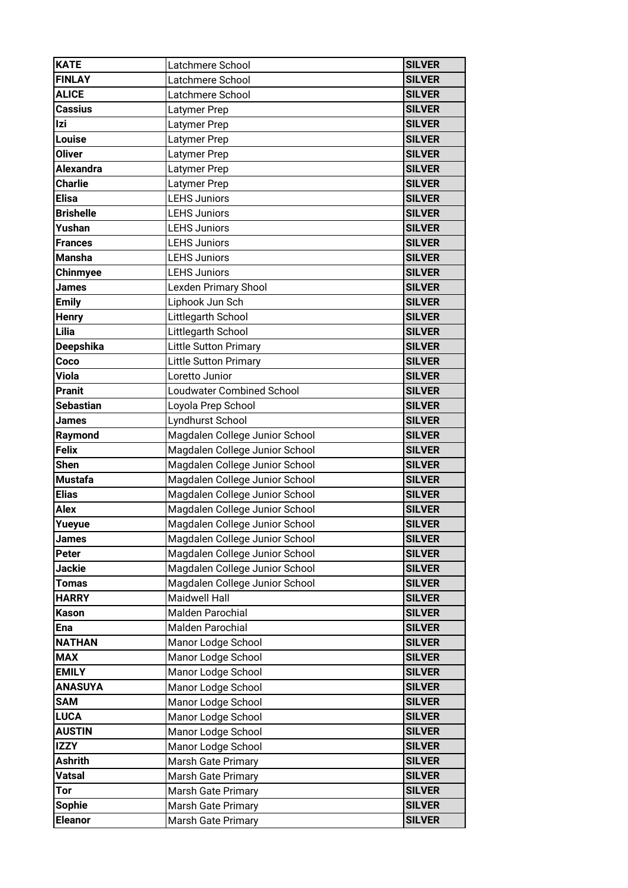| **KATE** | Latchmere School | **SILVER** |
|---|---|---|
| **FINLAY** | Latchmere School | **SILVER** |
| **ALICE** | Latchmere School | **SILVER** |
| **Cassius** | Latymer Prep | **SILVER** |
| **Izi** | Latymer Prep | **SILVER** |
| **Louise** | Latymer Prep | **SILVER** |
| **Oliver** | Latymer Prep | **SILVER** |
| **Alexandra** | Latymer Prep | **SILVER** |
| **Charlie** | Latymer Prep | **SILVER** |
| **Elisa** | LEHS Juniors | **SILVER** |
| **Brishelle** | LEHS Juniors | **SILVER** |
| **Yushan** | LEHS Juniors | **SILVER** |
| **Frances** | LEHS Juniors | **SILVER** |
| **Mansha** | LEHS Juniors | **SILVER** |
| **Chinmyee** | LEHS Juniors | **SILVER** |
| **James** | Lexden Primary Shool | **SILVER** |
| **Emily** | Liphook Jun Sch | **SILVER** |
| **Henry** | Littlegarth School | **SILVER** |
| **Lilia** | Littlegarth School | **SILVER** |
| **Deepshika** | Little Sutton Primary | **SILVER** |
| **Coco** | Little Sutton Primary | **SILVER** |
| **Viola** | Loretto Junior | **SILVER** |
| **Pranit** | Loudwater Combined School | **SILVER** |
| **Sebastian** | Loyola Prep School | **SILVER** |
| **James** | Lyndhurst School | **SILVER** |
| **Raymond** | Magdalen College Junior School | **SILVER** |
| **Felix** | Magdalen College Junior School | **SILVER** |
| **Shen** | Magdalen College Junior School | **SILVER** |
| **Mustafa** | Magdalen College Junior School | **SILVER** |
| **Elias** | Magdalen College Junior School | **SILVER** |
| **Alex** | Magdalen College Junior School | **SILVER** |
| **Yueyue** | Magdalen College Junior School | **SILVER** |
| **James** | Magdalen College Junior School | **SILVER** |
| **Peter** | Magdalen College Junior School | **SILVER** |
| **Jackie** | Magdalen College Junior School | **SILVER** |
| **Tomas** | Magdalen College Junior School | **SILVER** |
| **HARRY** | Maidwell Hall | **SILVER** |
| **Kason** | Malden Parochial | **SILVER** |
| **Ena** | Malden Parochial | **SILVER** |
| **NATHAN** | Manor Lodge School | **SILVER** |
| **MAX** | Manor Lodge School | **SILVER** |
| **EMILY** | Manor Lodge School | **SILVER** |
| **ANASUYA** | Manor Lodge School | **SILVER** |
| **SAM** | Manor Lodge School | **SILVER** |
| **LUCA** | Manor Lodge School | **SILVER** |
| **AUSTIN** | Manor Lodge School | **SILVER** |
| **IZZY** | Manor Lodge School | **SILVER** |
| **Ashrith** | Marsh Gate Primary | **SILVER** |
| **Vatsal** | Marsh Gate Primary | **SILVER** |
| **Tor** | Marsh Gate Primary | **SILVER** |
| **Sophie** | Marsh Gate Primary | **SILVER** |
| **Eleanor** | Marsh Gate Primary | **SILVER** |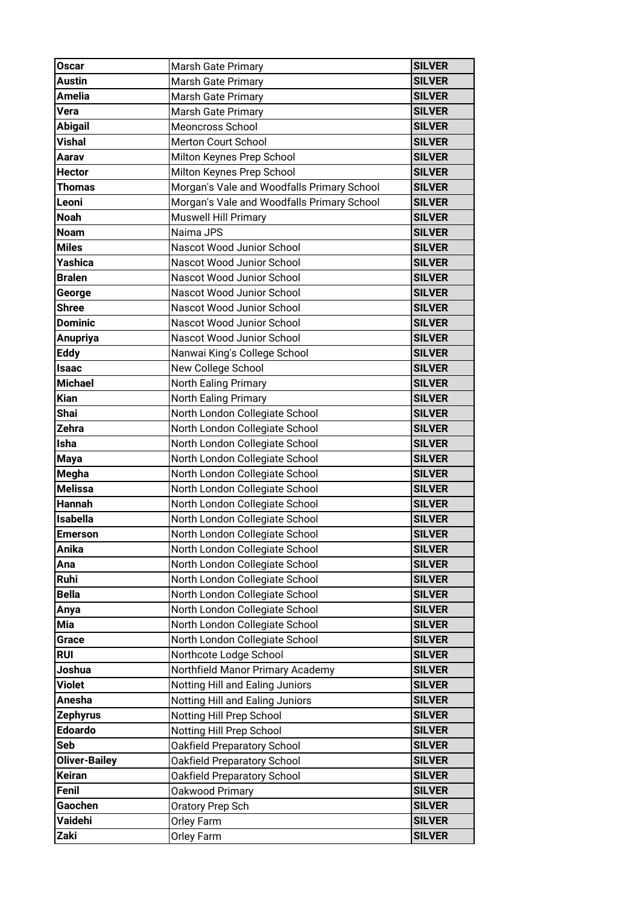| Oscar | Marsh Gate Primary | SILVER |
|---|---|---|
| Austin | Marsh Gate Primary | SILVER |
| Amelia | Marsh Gate Primary | SILVER |
| Vera | Marsh Gate Primary | SILVER |
| Abigail | Meoncross School | SILVER |
| Vishal | Merton Court School | SILVER |
| Aarav | Milton Keynes Prep School | SILVER |
| Hector | Milton Keynes Prep School | SILVER |
| Thomas | Morgan's Vale and Woodfalls Primary School | SILVER |
| Leoni | Morgan's Vale and Woodfalls Primary School | SILVER |
| Noah | Muswell Hill Primary | SILVER |
| Noam | Naima JPS | SILVER |
| Miles | Nascot Wood Junior School | SILVER |
| Yashica | Nascot Wood Junior School | SILVER |
| Bralen | Nascot Wood Junior School | SILVER |
| George | Nascot Wood Junior School | SILVER |
| Shree | Nascot Wood Junior School | SILVER |
| Dominic | Nascot Wood Junior School | SILVER |
| Anupriya | Nascot Wood Junior School | SILVER |
| Eddy | Nanwai King's College School | SILVER |
| Isaac | New College School | SILVER |
| Michael | North Ealing Primary | SILVER |
| Kian | North Ealing Primary | SILVER |
| Shai | North London Collegiate School | SILVER |
| Zehra | North London Collegiate School | SILVER |
| Isha | North London Collegiate School | SILVER |
| Maya | North London Collegiate School | SILVER |
| Megha | North London Collegiate School | SILVER |
| Melissa | North London Collegiate School | SILVER |
| Hannah | North London Collegiate School | SILVER |
| Isabella | North London Collegiate School | SILVER |
| Emerson | North London Collegiate School | SILVER |
| Anika | North London Collegiate School | SILVER |
| Ana | North London Collegiate School | SILVER |
| Ruhi | North London Collegiate School | SILVER |
| Bella | North London Collegiate School | SILVER |
| Anya | North London Collegiate School | SILVER |
| Mia | North London Collegiate School | SILVER |
| Grace | North London Collegiate School | SILVER |
| RUI | Northcote Lodge School | SILVER |
| Joshua | Northfield Manor Primary Academy | SILVER |
| Violet | Notting Hill and Ealing Juniors | SILVER |
| Anesha | Notting Hill and Ealing Juniors | SILVER |
| Zephyrus | Notting Hill Prep School | SILVER |
| Edoardo | Notting Hill Prep School | SILVER |
| Seb | Oakfield Preparatory School | SILVER |
| Oliver-Bailey | Oakfield Preparatory School | SILVER |
| Keiran | Oakfield Preparatory School | SILVER |
| Fenil | Oakwood Primary | SILVER |
| Gaochen | Oratory Prep Sch | SILVER |
| Vaidehi | Orley Farm | SILVER |
| Zaki | Orley Farm | SILVER |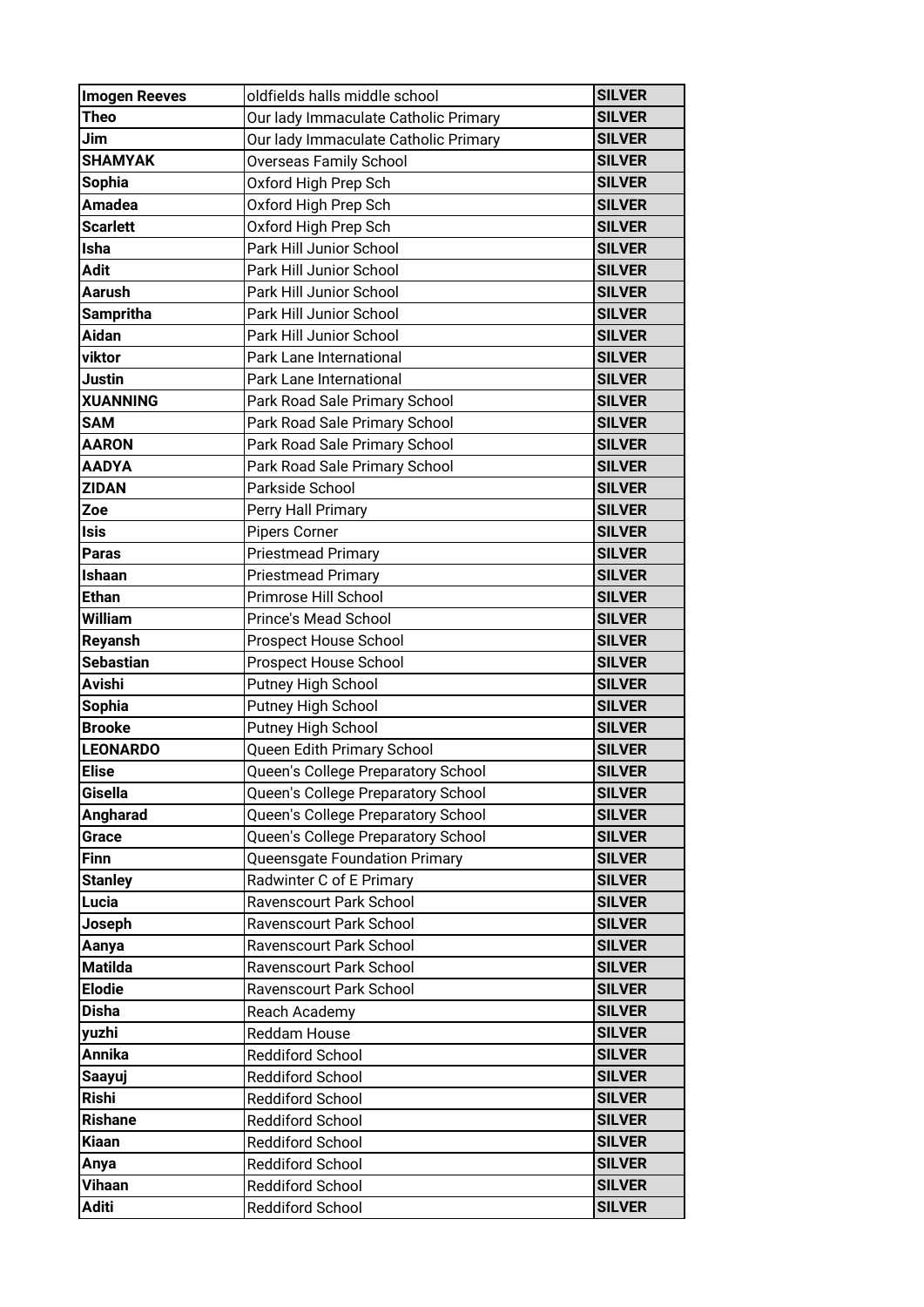| Imogen Reeves | oldfields halls middle school | SILVER |
| --- | --- | --- |
| Theo | Our lady Immaculate Catholic Primary | SILVER |
| Jim | Our lady Immaculate Catholic Primary | SILVER |
| SHAMYAK | Overseas Family School | SILVER |
| Sophia | Oxford High Prep Sch | SILVER |
| Amadea | Oxford High Prep Sch | SILVER |
| Scarlett | Oxford High Prep Sch | SILVER |
| Isha | Park Hill Junior School | SILVER |
| Adit | Park Hill Junior School | SILVER |
| Aarush | Park Hill Junior School | SILVER |
| Sampritha | Park Hill Junior School | SILVER |
| Aidan | Park Hill Junior School | SILVER |
| viktor | Park Lane International | SILVER |
| Justin | Park Lane International | SILVER |
| XUANNING | Park Road Sale Primary School | SILVER |
| SAM | Park Road Sale Primary School | SILVER |
| AARON | Park Road Sale Primary School | SILVER |
| AADYA | Park Road Sale Primary School | SILVER |
| ZIDAN | Parkside School | SILVER |
| Zoe | Perry Hall Primary | SILVER |
| Isis | Pipers Corner | SILVER |
| Paras | Priestmead Primary | SILVER |
| Ishaan | Priestmead Primary | SILVER |
| Ethan | Primrose Hill School | SILVER |
| William | Prince's Mead School | SILVER |
| Reyansh | Prospect House School | SILVER |
| Sebastian | Prospect House School | SILVER |
| Avishi | Putney High School | SILVER |
| Sophia | Putney High School | SILVER |
| Brooke | Putney High School | SILVER |
| LEONARDO | Queen Edith Primary School | SILVER |
| Elise | Queen's College Preparatory School | SILVER |
| Gisella | Queen's College Preparatory School | SILVER |
| Angharad | Queen's College Preparatory School | SILVER |
| Grace | Queen's College Preparatory School | SILVER |
| Finn | Queensgate Foundation Primary | SILVER |
| Stanley | Radwinter C of E Primary | SILVER |
| Lucia | Ravenscourt Park School | SILVER |
| Joseph | Ravenscourt Park School | SILVER |
| Aanya | Ravenscourt Park School | SILVER |
| Matilda | Ravenscourt Park School | SILVER |
| Elodie | Ravenscourt Park School | SILVER |
| Disha | Reach Academy | SILVER |
| yuzhi | Reddam House | SILVER |
| Annika | Reddiford School | SILVER |
| Saayuj | Reddiford School | SILVER |
| Rishi | Reddiford School | SILVER |
| Rishane | Reddiford School | SILVER |
| Kiaan | Reddiford School | SILVER |
| Anya | Reddiford School | SILVER |
| Vihaan | Reddiford School | SILVER |
| Aditi | Reddiford School | SILVER |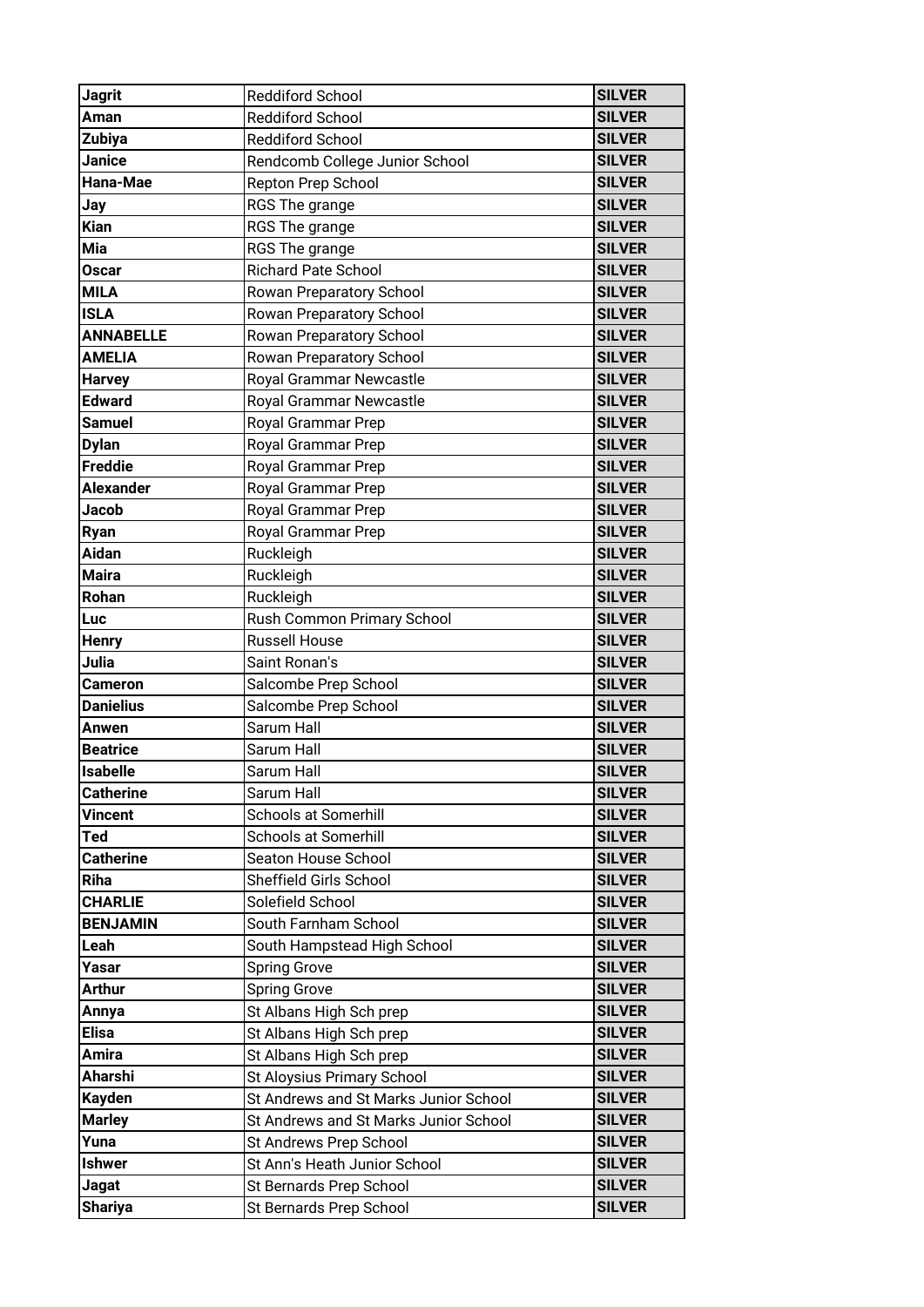| | | |
|---|---|---|
| **Jagrit** | Reddiford School | **SILVER** |
| **Aman** | Reddiford School | **SILVER** |
| **Zubiya** | Reddiford School | **SILVER** |
| **Janice** | Rendcomb College Junior School | **SILVER** |
| **Hana-Mae** | Repton Prep School | **SILVER** |
| **Jay** | RGS The grange | **SILVER** |
| **Kian** | RGS The grange | **SILVER** |
| **Mia** | RGS The grange | **SILVER** |
| **Oscar** | Richard Pate School | **SILVER** |
| **MILA** | Rowan Preparatory School | **SILVER** |
| **ISLA** | Rowan Preparatory School | **SILVER** |
| **ANNABELLE** | Rowan Preparatory School | **SILVER** |
| **AMELIA** | Rowan Preparatory School | **SILVER** |
| **Harvey** | Royal Grammar Newcastle | **SILVER** |
| **Edward** | Royal Grammar Newcastle | **SILVER** |
| **Samuel** | Royal Grammar Prep | **SILVER** |
| **Dylan** | Royal Grammar Prep | **SILVER** |
| **Freddie** | Royal Grammar Prep | **SILVER** |
| **Alexander** | Royal Grammar Prep | **SILVER** |
| **Jacob** | Royal Grammar Prep | **SILVER** |
| **Ryan** | Royal Grammar Prep | **SILVER** |
| **Aidan** | Ruckleigh | **SILVER** |
| **Maira** | Ruckleigh | **SILVER** |
| **Rohan** | Ruckleigh | **SILVER** |
| **Luc** | Rush Common Primary School | **SILVER** |
| **Henry** | Russell House | **SILVER** |
| **Julia** | Saint Ronan's | **SILVER** |
| **Cameron** | Salcombe Prep School | **SILVER** |
| **Danielius** | Salcombe Prep School | **SILVER** |
| **Anwen** | Sarum Hall | **SILVER** |
| **Beatrice** | Sarum Hall | **SILVER** |
| **Isabelle** | Sarum Hall | **SILVER** |
| **Catherine** | Sarum Hall | **SILVER** |
| **Vincent** | Schools at Somerhill | **SILVER** |
| **Ted** | Schools at Somerhill | **SILVER** |
| **Catherine** | Seaton House School | **SILVER** |
| **Riha** | Sheffield Girls School | **SILVER** |
| **CHARLIE** | Solefield School | **SILVER** |
| **BENJAMIN** | South Farnham School | **SILVER** |
| **Leah** | South Hampstead High School | **SILVER** |
| **Yasar** | Spring Grove | **SILVER** |
| **Arthur** | Spring Grove | **SILVER** |
| **Annya** | St Albans High Sch prep | **SILVER** |
| **Elisa** | St Albans High Sch prep | **SILVER** |
| **Amira** | St Albans High Sch prep | **SILVER** |
| **Aharshi** | St Aloysius Primary School | **SILVER** |
| **Kayden** | St Andrews and St Marks Junior School | **SILVER** |
| **Marley** | St Andrews and St Marks Junior School | **SILVER** |
| **Yuna** | St Andrews Prep School | **SILVER** |
| **Ishwer** | St Ann's Heath Junior School | **SILVER** |
| **Jagat** | St Bernards Prep School | **SILVER** |
| **Shariya** | St Bernards Prep School | **SILVER** |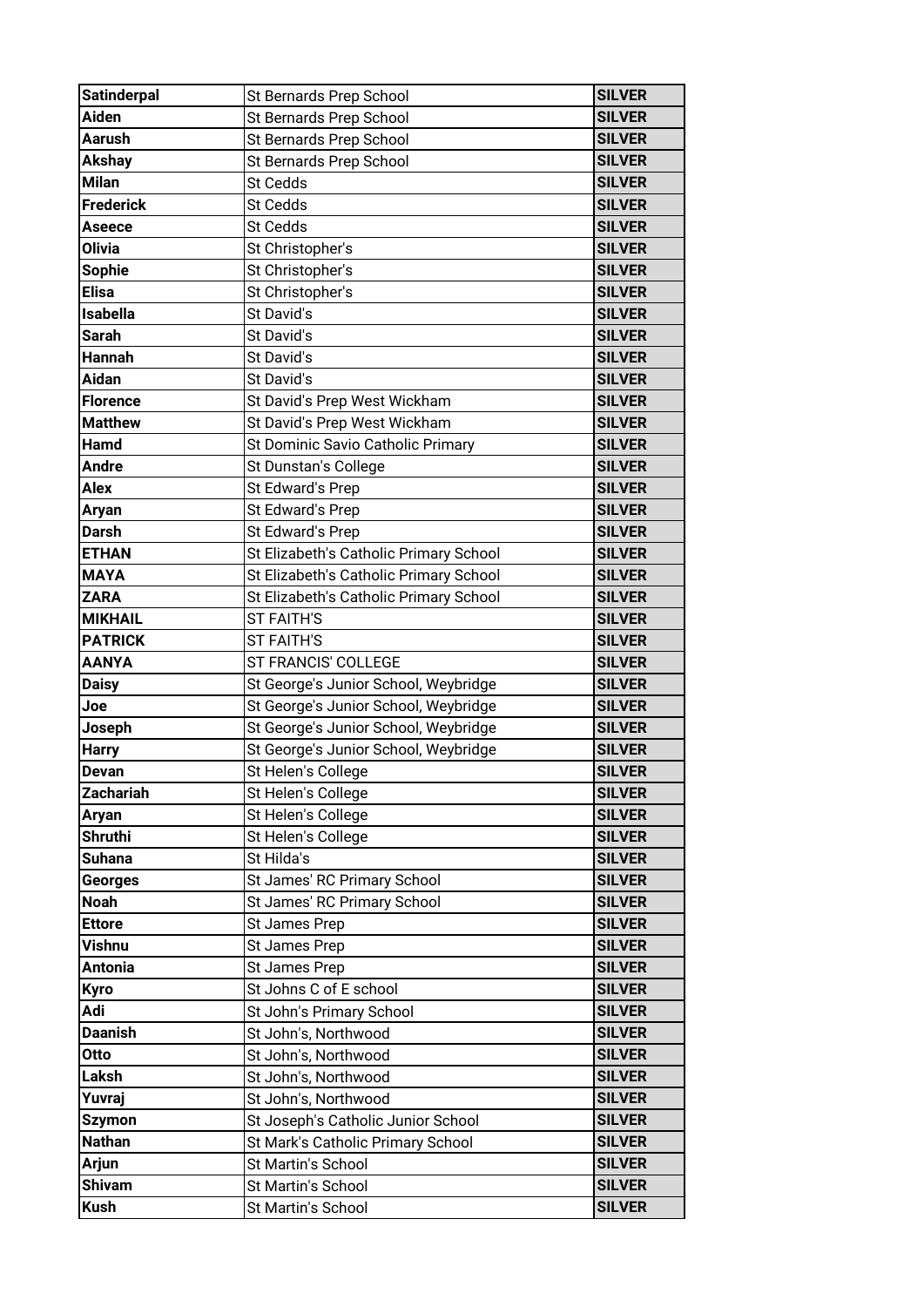| Satinderpal | St Bernards Prep School | SILVER |
|---|---|---|
| Aiden | St Bernards Prep School | SILVER |
| Aarush | St Bernards Prep School | SILVER |
| Akshay | St Bernards Prep School | SILVER |
| Milan | St Cedds | SILVER |
| Frederick | St Cedds | SILVER |
| Aseece | St Cedds | SILVER |
| Olivia | St Christopher's | SILVER |
| Sophie | St Christopher's | SILVER |
| Elisa | St Christopher's | SILVER |
| Isabella | St David's | SILVER |
| Sarah | St David's | SILVER |
| Hannah | St David's | SILVER |
| Aidan | St David's | SILVER |
| Florence | St David's Prep West Wickham | SILVER |
| Matthew | St David's Prep West Wickham | SILVER |
| Hamd | St Dominic Savio Catholic Primary | SILVER |
| Andre | St Dunstan's College | SILVER |
| Alex | St Edward's Prep | SILVER |
| Aryan | St Edward's Prep | SILVER |
| Darsh | St Edward's Prep | SILVER |
| ETHAN | St Elizabeth's Catholic Primary School | SILVER |
| MAYA | St Elizabeth's Catholic Primary School | SILVER |
| ZARA | St Elizabeth's Catholic Primary School | SILVER |
| MIKHAIL | ST FAITH'S | SILVER |
| PATRICK | ST FAITH'S | SILVER |
| AANYA | ST FRANCIS' COLLEGE | SILVER |
| Daisy | St George's Junior School, Weybridge | SILVER |
| Joe | St George's Junior School, Weybridge | SILVER |
| Joseph | St George's Junior School, Weybridge | SILVER |
| Harry | St George's Junior School, Weybridge | SILVER |
| Devan | St Helen's College | SILVER |
| Zachariah | St Helen's College | SILVER |
| Aryan | St Helen's College | SILVER |
| Shruthi | St Helen's College | SILVER |
| Suhana | St Hilda's | SILVER |
| Georges | St James' RC Primary School | SILVER |
| Noah | St James' RC Primary School | SILVER |
| Ettore | St James Prep | SILVER |
| Vishnu | St James Prep | SILVER |
| Antonia | St James Prep | SILVER |
| Kyro | St Johns C of E school | SILVER |
| Adi | St John's Primary School | SILVER |
| Daanish | St John's, Northwood | SILVER |
| Otto | St John's, Northwood | SILVER |
| Laksh | St John's, Northwood | SILVER |
| Yuvraj | St John's, Northwood | SILVER |
| Szymon | St Joseph's Catholic Junior School | SILVER |
| Nathan | St Mark's Catholic Primary School | SILVER |
| Arjun | St Martin's School | SILVER |
| Shivam | St Martin's School | SILVER |
| Kush | St Martin's School | SILVER |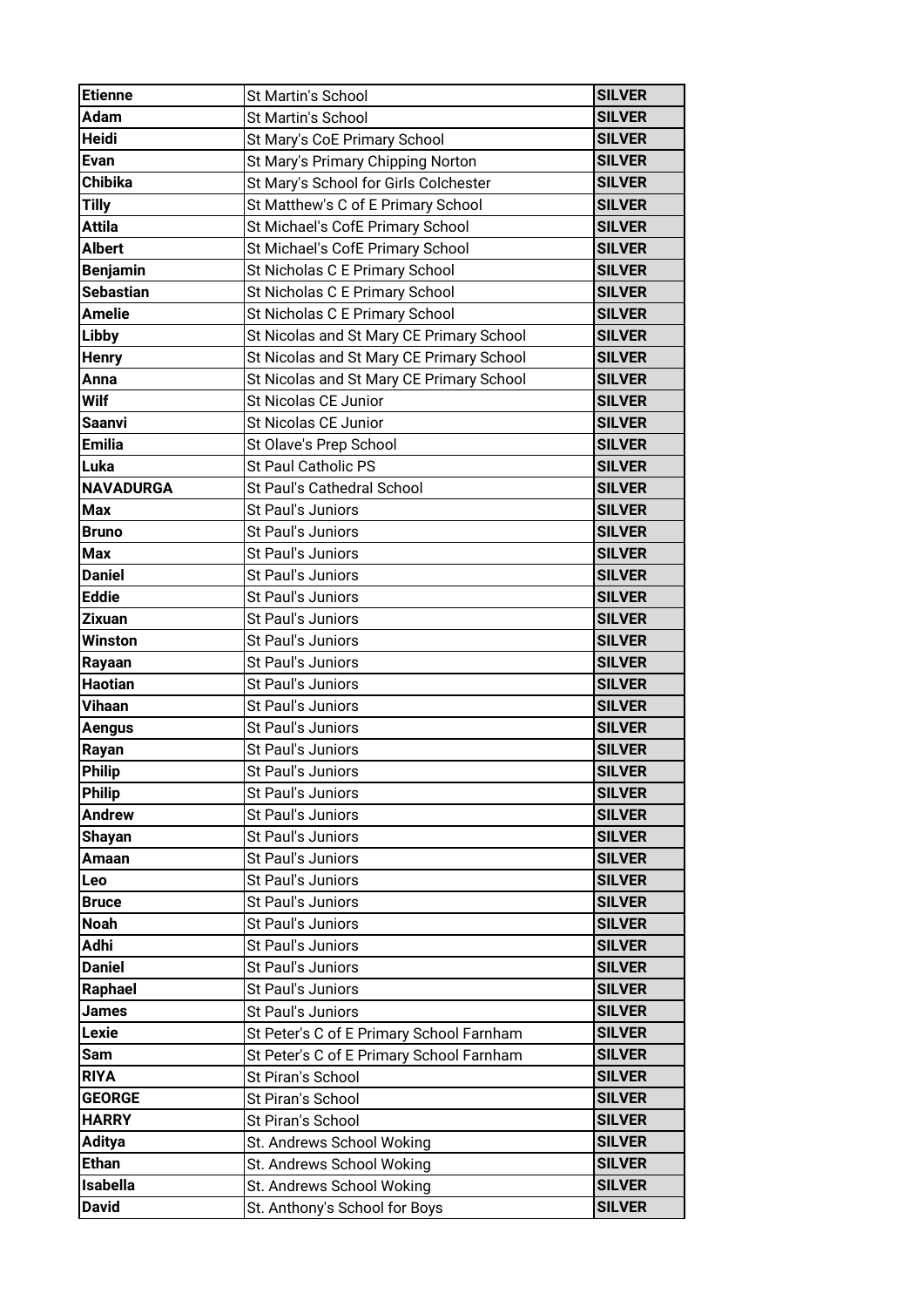| Etienne | St Martin's School | SILVER |
|---|---|---|
| Adam | St Martin's School | SILVER |
| Heidi | St Mary's CoE Primary School | SILVER |
| Evan | St Mary's Primary Chipping Norton | SILVER |
| Chibika | St Mary's School for Girls Colchester | SILVER |
| Tilly | St Matthew's C of E Primary School | SILVER |
| Attila | St Michael's CofE Primary School | SILVER |
| Albert | St Michael's CofE Primary School | SILVER |
| Benjamin | St Nicholas C E Primary School | SILVER |
| Sebastian | St Nicholas C E Primary School | SILVER |
| Amelie | St Nicholas C E Primary School | SILVER |
| Libby | St Nicolas and St Mary CE Primary School | SILVER |
| Henry | St Nicolas and St Mary CE Primary School | SILVER |
| Anna | St Nicolas and St Mary CE Primary School | SILVER |
| Wilf | St Nicolas CE Junior | SILVER |
| Saanvi | St Nicolas CE Junior | SILVER |
| Emilia | St Olave's Prep School | SILVER |
| Luka | St Paul Catholic PS | SILVER |
| NAVADURGA | St Paul's Cathedral School | SILVER |
| Max | St Paul's Juniors | SILVER |
| Bruno | St Paul's Juniors | SILVER |
| Max | St Paul's Juniors | SILVER |
| Daniel | St Paul's Juniors | SILVER |
| Eddie | St Paul's Juniors | SILVER |
| Zixuan | St Paul's Juniors | SILVER |
| Winston | St Paul's Juniors | SILVER |
| Rayaan | St Paul's Juniors | SILVER |
| Haotian | St Paul's Juniors | SILVER |
| Vihaan | St Paul's Juniors | SILVER |
| Aengus | St Paul's Juniors | SILVER |
| Rayan | St Paul's Juniors | SILVER |
| Philip | St Paul's Juniors | SILVER |
| Philip | St Paul's Juniors | SILVER |
| Andrew | St Paul's Juniors | SILVER |
| Shayan | St Paul's Juniors | SILVER |
| Amaan | St Paul's Juniors | SILVER |
| Leo | St Paul's Juniors | SILVER |
| Bruce | St Paul's Juniors | SILVER |
| Noah | St Paul's Juniors | SILVER |
| Adhi | St Paul's Juniors | SILVER |
| Daniel | St Paul's Juniors | SILVER |
| Raphael | St Paul's Juniors | SILVER |
| James | St Paul's Juniors | SILVER |
| Lexie | St Peter's C of E Primary School Farnham | SILVER |
| Sam | St Peter's C of E Primary School Farnham | SILVER |
| RIYA | St Piran's School | SILVER |
| GEORGE | St Piran's School | SILVER |
| HARRY | St Piran's School | SILVER |
| Aditya | St. Andrews School Woking | SILVER |
| Ethan | St. Andrews School Woking | SILVER |
| Isabella | St. Andrews School Woking | SILVER |
| David | St. Anthony's School for Boys | SILVER |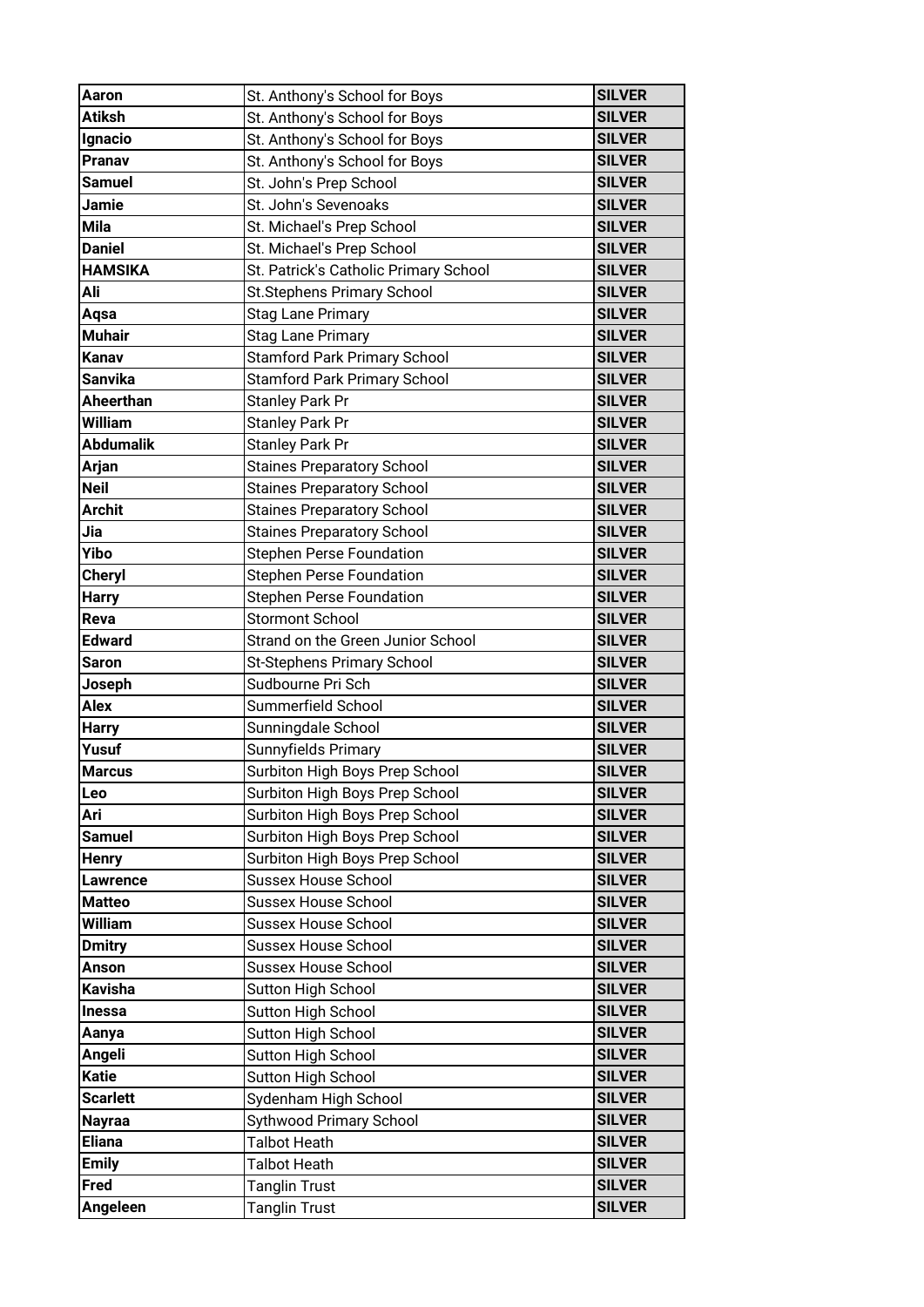| Aaron | St. Anthony's School for Boys | SILVER |
|---|---|---|
| Atiksh | St. Anthony's School for Boys | SILVER |
| Ignacio | St. Anthony's School for Boys | SILVER |
| Pranav | St. Anthony's School for Boys | SILVER |
| Samuel | St. John's Prep School | SILVER |
| Jamie | St. John's Sevenoaks | SILVER |
| Mila | St. Michael's Prep School | SILVER |
| Daniel | St. Michael's Prep School | SILVER |
| HAMSIKA | St. Patrick's Catholic Primary School | SILVER |
| Ali | St.Stephens Primary School | SILVER |
| Aqsa | Stag Lane Primary | SILVER |
| Muhair | Stag Lane Primary | SILVER |
| Kanav | Stamford Park Primary School | SILVER |
| Sanvika | Stamford Park Primary School | SILVER |
| Aheerthan | Stanley Park Pr | SILVER |
| William | Stanley Park Pr | SILVER |
| Abdumalik | Stanley Park Pr | SILVER |
| Arjan | Staines Preparatory School | SILVER |
| Neil | Staines Preparatory School | SILVER |
| Archit | Staines Preparatory School | SILVER |
| Jia | Staines Preparatory School | SILVER |
| Yibo | Stephen Perse Foundation | SILVER |
| Cheryl | Stephen Perse Foundation | SILVER |
| Harry | Stephen Perse Foundation | SILVER |
| Reva | Stormont School | SILVER |
| Edward | Strand on the Green Junior School | SILVER |
| Saron | St-Stephens Primary School | SILVER |
| Joseph | Sudbourne Pri Sch | SILVER |
| Alex | Summerfield School | SILVER |
| Harry | Sunningdale School | SILVER |
| Yusuf | Sunnyfields Primary | SILVER |
| Marcus | Surbiton High Boys Prep School | SILVER |
| Leo | Surbiton High Boys Prep School | SILVER |
| Ari | Surbiton High Boys Prep School | SILVER |
| Samuel | Surbiton High Boys Prep School | SILVER |
| Henry | Surbiton High Boys Prep School | SILVER |
| Lawrence | Sussex House School | SILVER |
| Matteo | Sussex House School | SILVER |
| William | Sussex House School | SILVER |
| Dmitry | Sussex House School | SILVER |
| Anson | Sussex House School | SILVER |
| Kavisha | Sutton High School | SILVER |
| Inessa | Sutton High School | SILVER |
| Aanya | Sutton High School | SILVER |
| Angeli | Sutton High School | SILVER |
| Katie | Sutton High School | SILVER |
| Scarlett | Sydenham High School | SILVER |
| Nayraa | Sythwood Primary School | SILVER |
| Eliana | Talbot Heath | SILVER |
| Emily | Talbot Heath | SILVER |
| Fred | Tanglin Trust | SILVER |
| Angeleen | Tanglin Trust | SILVER |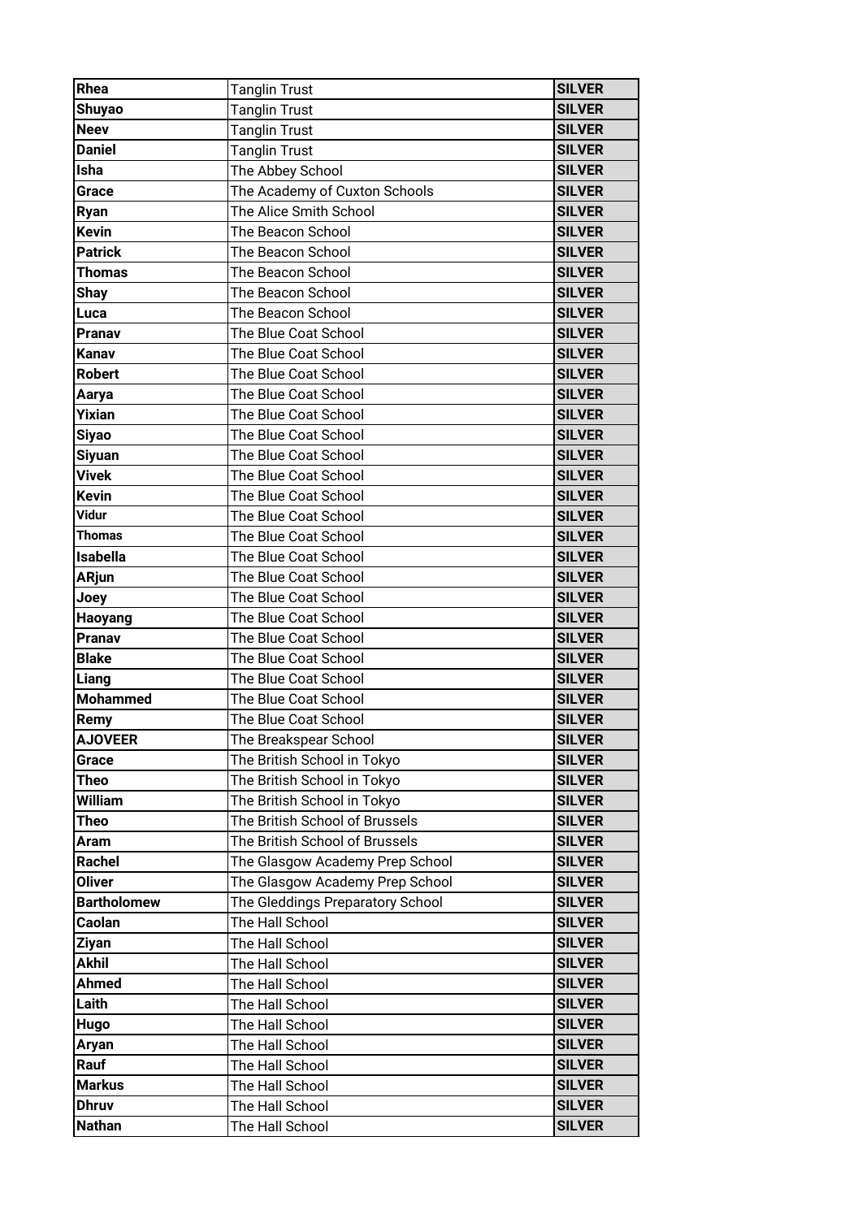| Rhea | Tanglin Trust | SILVER |
|---|---|---|
| Shuyao | Tanglin Trust | SILVER |
| Neev | Tanglin Trust | SILVER |
| Daniel | Tanglin Trust | SILVER |
| Isha | The Abbey School | SILVER |
| Grace | The Academy of Cuxton Schools | SILVER |
| Ryan | The Alice Smith School | SILVER |
| Kevin | The Beacon School | SILVER |
| Patrick | The Beacon School | SILVER |
| Thomas | The Beacon School | SILVER |
| Shay | The Beacon School | SILVER |
| Luca | The Beacon School | SILVER |
| Pranav | The Blue Coat School | SILVER |
| Kanav | The Blue Coat School | SILVER |
| Robert | The Blue Coat School | SILVER |
| Aarya | The Blue Coat School | SILVER |
| Yixian | The Blue Coat School | SILVER |
| Siyao | The Blue Coat School | SILVER |
| Siyuan | The Blue Coat School | SILVER |
| Vivek | The Blue Coat School | SILVER |
| Kevin | The Blue Coat School | SILVER |
| Vidur | The Blue Coat School | SILVER |
| Thomas | The Blue Coat School | SILVER |
| Isabella | The Blue Coat School | SILVER |
| ARjun | The Blue Coat School | SILVER |
| Joey | The Blue Coat School | SILVER |
| Haoyang | The Blue Coat School | SILVER |
| Pranav | The Blue Coat School | SILVER |
| Blake | The Blue Coat School | SILVER |
| Liang | The Blue Coat School | SILVER |
| Mohammed | The Blue Coat School | SILVER |
| Remy | The Blue Coat School | SILVER |
| AJOVEER | The Breakspear School | SILVER |
| Grace | The British School in Tokyo | SILVER |
| Theo | The British School in Tokyo | SILVER |
| William | The British School in Tokyo | SILVER |
| Theo | The British School of Brussels | SILVER |
| Aram | The British School of Brussels | SILVER |
| Rachel | The Glasgow Academy Prep School | SILVER |
| Oliver | The Glasgow Academy Prep School | SILVER |
| Bartholomew | The Gleddings Preparatory School | SILVER |
| Caolan | The Hall School | SILVER |
| Ziyan | The Hall School | SILVER |
| Akhil | The Hall School | SILVER |
| Ahmed | The Hall School | SILVER |
| Laith | The Hall School | SILVER |
| Hugo | The Hall School | SILVER |
| Aryan | The Hall School | SILVER |
| Rauf | The Hall School | SILVER |
| Markus | The Hall School | SILVER |
| Dhruv | The Hall School | SILVER |
| Nathan | The Hall School | SILVER |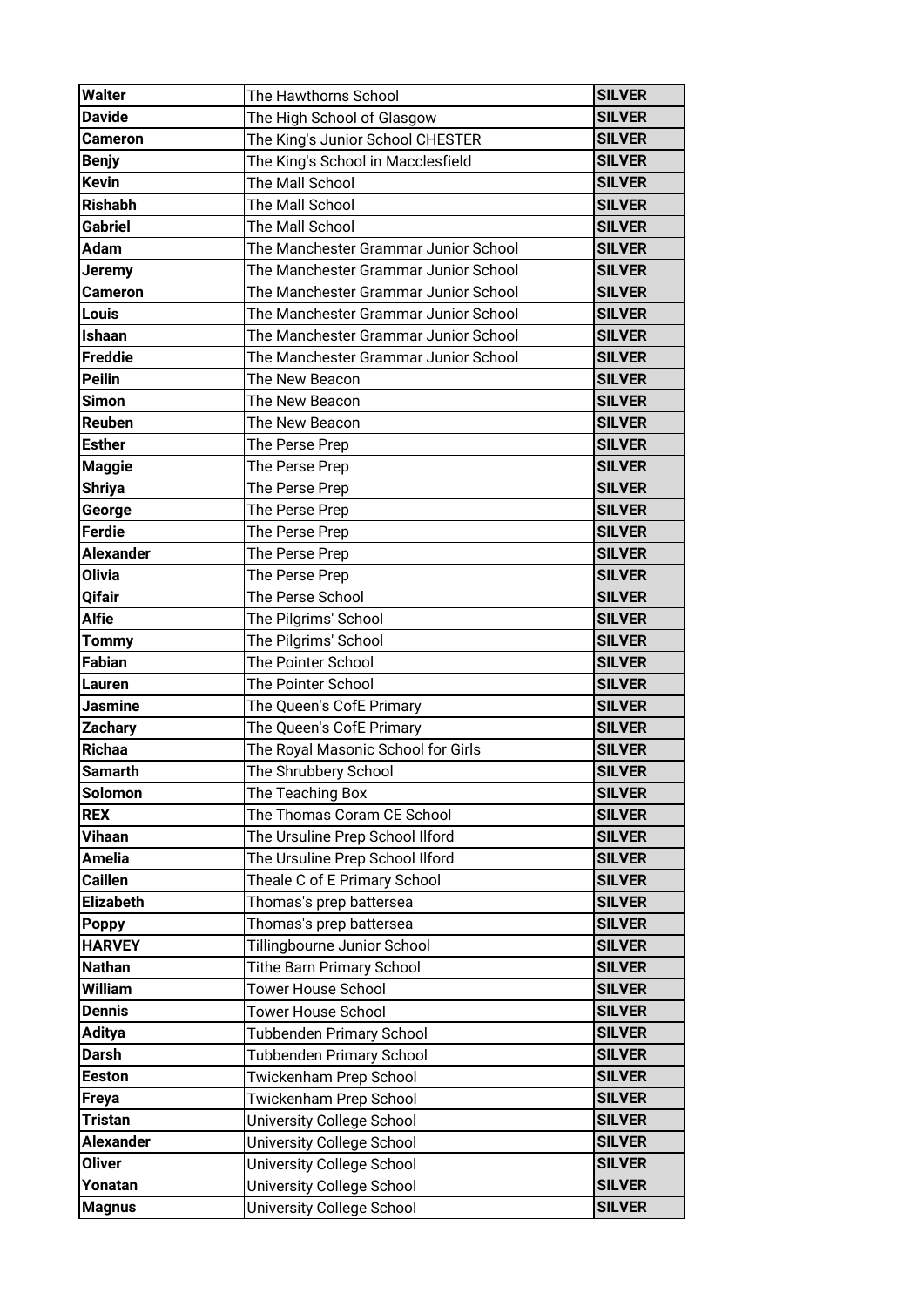| Walter | The Hawthorns School | SILVER |
|---|---|---|
| Davide | The High School of Glasgow | SILVER |
| Cameron | The King's Junior School CHESTER | SILVER |
| Benjy | The King's School in Macclesfield | SILVER |
| Kevin | The Mall School | SILVER |
| Rishabh | The Mall School | SILVER |
| Gabriel | The Mall School | SILVER |
| Adam | The Manchester Grammar Junior School | SILVER |
| Jeremy | The Manchester Grammar Junior School | SILVER |
| Cameron | The Manchester Grammar Junior School | SILVER |
| Louis | The Manchester Grammar Junior School | SILVER |
| Ishaan | The Manchester Grammar Junior School | SILVER |
| Freddie | The Manchester Grammar Junior School | SILVER |
| Peilin | The New Beacon | SILVER |
| Simon | The New Beacon | SILVER |
| Reuben | The New Beacon | SILVER |
| Esther | The Perse Prep | SILVER |
| Maggie | The Perse Prep | SILVER |
| Shriya | The Perse Prep | SILVER |
| George | The Perse Prep | SILVER |
| Ferdie | The Perse Prep | SILVER |
| Alexander | The Perse Prep | SILVER |
| Olivia | The Perse Prep | SILVER |
| Qifair | The Perse School | SILVER |
| Alfie | The Pilgrims' School | SILVER |
| Tommy | The Pilgrims' School | SILVER |
| Fabian | The Pointer School | SILVER |
| Lauren | The Pointer School | SILVER |
| Jasmine | The Queen's CofE Primary | SILVER |
| Zachary | The Queen's CofE Primary | SILVER |
| Richaa | The Royal Masonic School for Girls | SILVER |
| Samarth | The Shrubbery School | SILVER |
| Solomon | The Teaching Box | SILVER |
| REX | The Thomas Coram CE School | SILVER |
| Vihaan | The Ursuline Prep School Ilford | SILVER |
| Amelia | The Ursuline Prep School Ilford | SILVER |
| Caillen | Theale C of E Primary School | SILVER |
| Elizabeth | Thomas's prep battersea | SILVER |
| Poppy | Thomas's prep battersea | SILVER |
| HARVEY | Tillingbourne Junior School | SILVER |
| Nathan | Tithe Barn Primary School | SILVER |
| William | Tower House School | SILVER |
| Dennis | Tower House School | SILVER |
| Aditya | Tubbenden Primary School | SILVER |
| Darsh | Tubbenden Primary School | SILVER |
| Eeston | Twickenham Prep School | SILVER |
| Freya | Twickenham Prep School | SILVER |
| Tristan | University College School | SILVER |
| Alexander | University College School | SILVER |
| Oliver | University College School | SILVER |
| Yonatan | University College School | SILVER |
| Magnus | University College School | SILVER |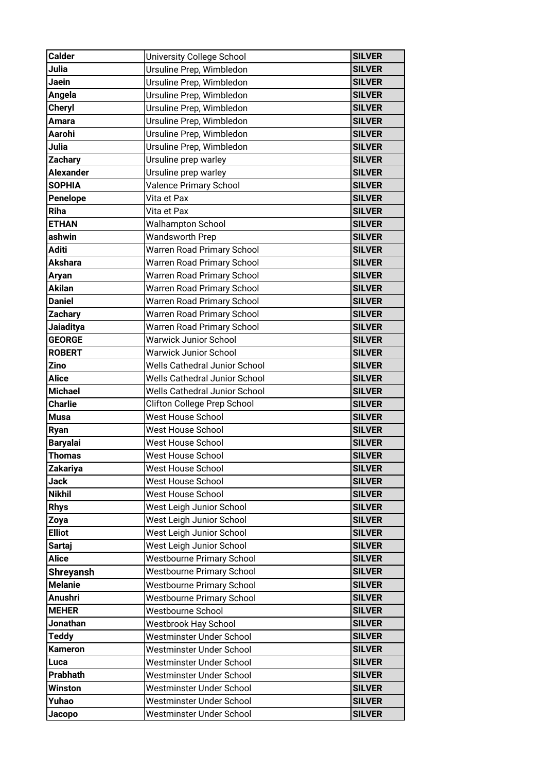| | | |
|---|---|---|
| **Calder** | University College School | **SILVER** |
| **Julia** | Ursuline Prep, Wimbledon | **SILVER** |
| **Jaein** | Ursuline Prep, Wimbledon | **SILVER** |
| **Angela** | Ursuline Prep, Wimbledon | **SILVER** |
| **Cheryl** | Ursuline Prep, Wimbledon | **SILVER** |
| **Amara** | Ursuline Prep, Wimbledon | **SILVER** |
| **Aarohi** | Ursuline Prep, Wimbledon | **SILVER** |
| **Julia** | Ursuline Prep, Wimbledon | **SILVER** |
| **Zachary** | Ursuline prep warley | **SILVER** |
| **Alexander** | Ursuline prep warley | **SILVER** |
| **SOPHIA** | Valence Primary School | **SILVER** |
| **Penelope** | Vita et Pax | **SILVER** |
| **Riha** | Vita et Pax | **SILVER** |
| **ETHAN** | Walhampton School | **SILVER** |
| **ashwin** | Wandsworth Prep | **SILVER** |
| **Aditi** | Warren Road Primary School | **SILVER** |
| **Akshara** | Warren Road Primary School | **SILVER** |
| **Aryan** | Warren Road Primary School | **SILVER** |
| **Akilan** | Warren Road Primary School | **SILVER** |
| **Daniel** | Warren Road Primary School | **SILVER** |
| **Zachary** | Warren Road Primary School | **SILVER** |
| **Jaiaditya** | Warren Road Primary School | **SILVER** |
| **GEORGE** | Warwick Junior School | **SILVER** |
| **ROBERT** | Warwick Junior School | **SILVER** |
| **Zino** | Wells Cathedral Junior School | **SILVER** |
| **Alice** | Wells Cathedral Junior School | **SILVER** |
| **Michael** | Wells Cathedral Junior School | **SILVER** |
| **Charlie** | Clifton College Prep School | **SILVER** |
| **Musa** | West House School | **SILVER** |
| **Ryan** | West House School | **SILVER** |
| **Baryalai** | West House School | **SILVER** |
| **Thomas** | West House School | **SILVER** |
| **Zakariya** | West House School | **SILVER** |
| **Jack** | West House School | **SILVER** |
| **Nikhil** | West House School | **SILVER** |
| **Rhys** | West Leigh Junior School | **SILVER** |
| **Zoya** | West Leigh Junior School | **SILVER** |
| **Elliot** | West Leigh Junior School | **SILVER** |
| **Sartaj** | West Leigh Junior School | **SILVER** |
| **Alice** | Westbourne Primary School | **SILVER** |
| **Shreyansh** | Westbourne Primary School | **SILVER** |
| **Melanie** | Westbourne Primary School | **SILVER** |
| **Anushri** | Westbourne Primary School | **SILVER** |
| **MEHER** | Westbourne School | **SILVER** |
| **Jonathan** | Westbrook Hay School | **SILVER** |
| **Teddy** | Westminster Under School | **SILVER** |
| **Kameron** | Westminster Under School | **SILVER** |
| **Luca** | Westminster Under School | **SILVER** |
| **Prabhath** | Westminster Under School | **SILVER** |
| **Winston** | Westminster Under School | **SILVER** |
| **Yuhao** | Westminster Under School | **SILVER** |
| **Jacopo** | Westminster Under School | **SILVER** |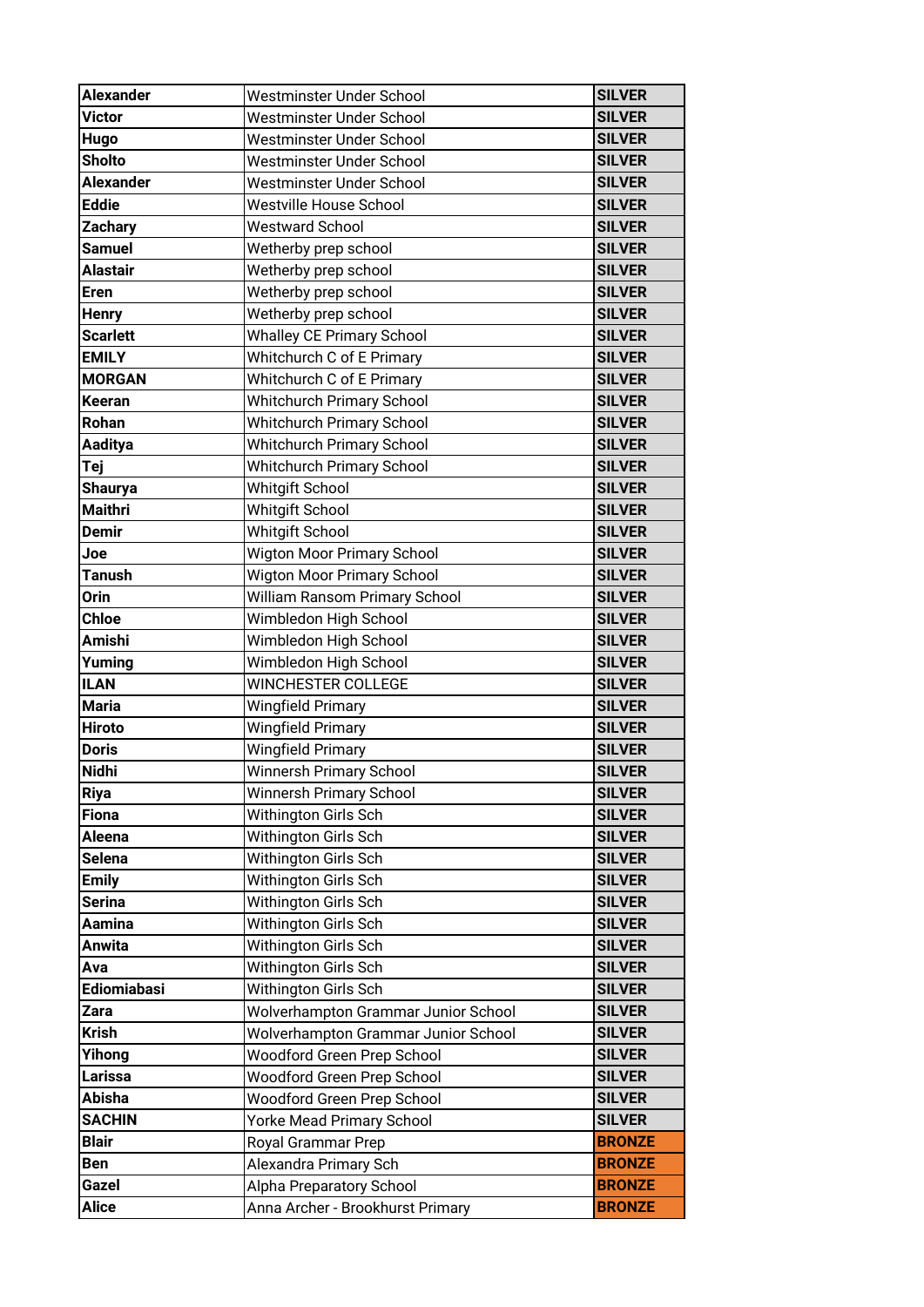| Alexander | Westminster Under School | SILVER |
|---|---|---|
| Victor | Westminster Under School | SILVER |
| Hugo | Westminster Under School | SILVER |
| Sholto | Westminster Under School | SILVER |
| Alexander | Westminster Under School | SILVER |
| Eddie | Westville House School | SILVER |
| Zachary | Westward School | SILVER |
| Samuel | Wetherby prep school | SILVER |
| Alastair | Wetherby prep school | SILVER |
| Eren | Wetherby prep school | SILVER |
| Henry | Wetherby prep school | SILVER |
| Scarlett | Whalley CE Primary School | SILVER |
| EMILY | Whitchurch C of E Primary | SILVER |
| MORGAN | Whitchurch C of E Primary | SILVER |
| Keeran | Whitchurch Primary School | SILVER |
| Rohan | Whitchurch Primary School | SILVER |
| Aaditya | Whitchurch Primary School | SILVER |
| Tej | Whitchurch Primary School | SILVER |
| Shaurya | Whitgift School | SILVER |
| Maithri | Whitgift School | SILVER |
| Demir | Whitgift School | SILVER |
| Joe | Wigton Moor Primary School | SILVER |
| Tanush | Wigton Moor Primary School | SILVER |
| Orin | William Ransom Primary School | SILVER |
| Chloe | Wimbledon High School | SILVER |
| Amishi | Wimbledon High School | SILVER |
| Yuming | Wimbledon High School | SILVER |
| ILAN | WINCHESTER COLLEGE | SILVER |
| Maria | Wingfield Primary | SILVER |
| Hiroto | Wingfield Primary | SILVER |
| Doris | Wingfield Primary | SILVER |
| Nidhi | Winnersh Primary School | SILVER |
| Riya | Winnersh Primary School | SILVER |
| Fiona | Withington Girls Sch | SILVER |
| Aleena | Withington Girls Sch | SILVER |
| Selena | Withington Girls Sch | SILVER |
| Emily | Withington Girls Sch | SILVER |
| Serina | Withington Girls Sch | SILVER |
| Aamina | Withington Girls Sch | SILVER |
| Anwita | Withington Girls Sch | SILVER |
| Ava | Withington Girls Sch | SILVER |
| Ediomiabasi | Withington Girls Sch | SILVER |
| Zara | Wolverhampton Grammar Junior School | SILVER |
| Krish | Wolverhampton Grammar Junior School | SILVER |
| Yihong | Woodford Green Prep School | SILVER |
| Larissa | Woodford Green Prep School | SILVER |
| Abisha | Woodford Green Prep School | SILVER |
| SACHIN | Yorke Mead Primary School | SILVER |
| Blair | Royal Grammar Prep | BRONZE |
| Ben | Alexandra Primary Sch | BRONZE |
| Gazel | Alpha Preparatory School | BRONZE |
| Alice | Anna Archer - Brookhurst Primary | BRONZE |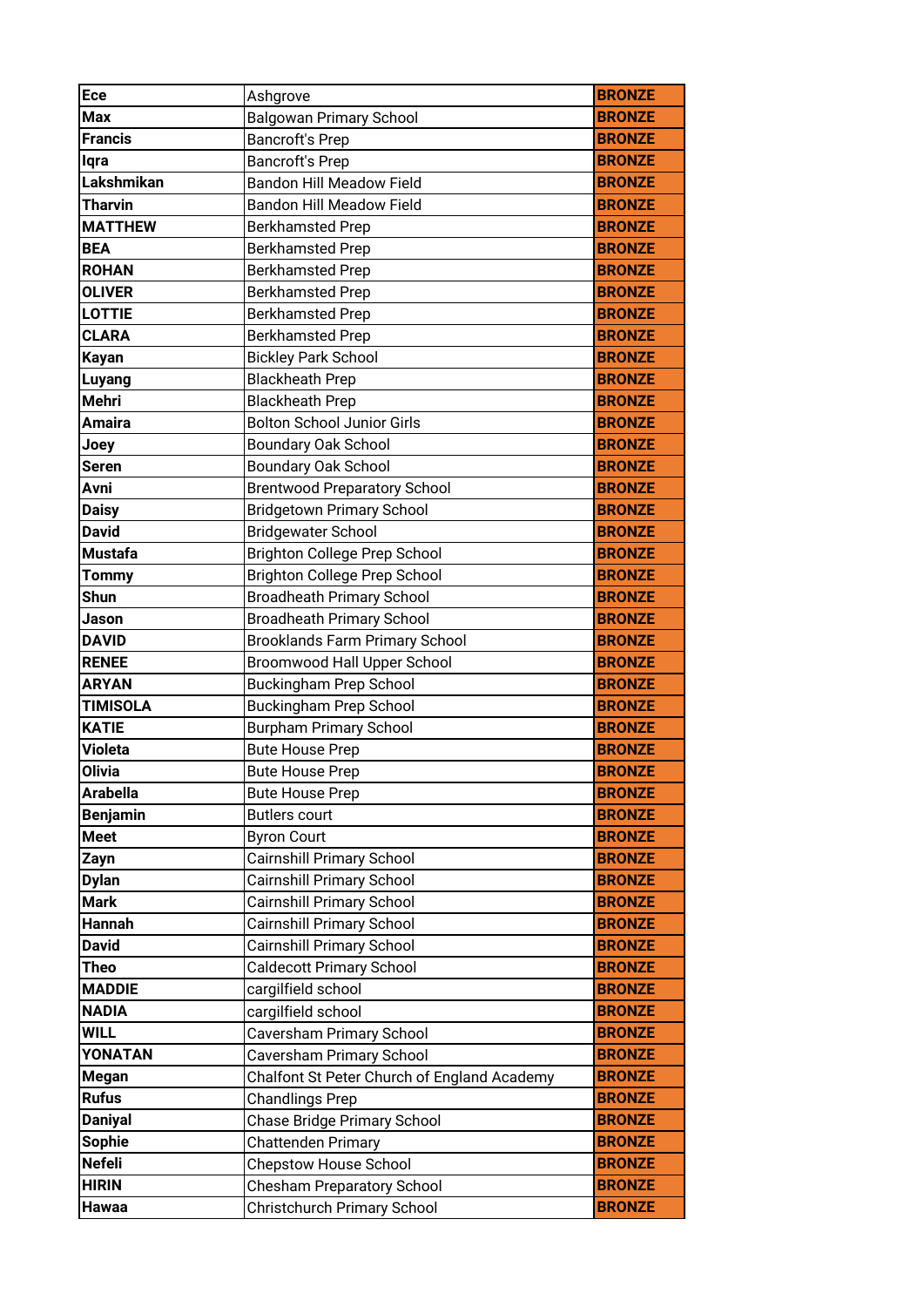| Ece | Ashgrove | BRONZE |
|---|---|---|
| Max | Balgowan Primary School | BRONZE |
| Francis | Bancroft's Prep | BRONZE |
| Iqra | Bancroft's Prep | BRONZE |
| Lakshmikan | Bandon Hill Meadow Field | BRONZE |
| Tharvin | Bandon Hill Meadow Field | BRONZE |
| MATTHEW | Berkhamsted Prep | BRONZE |
| BEA | Berkhamsted Prep | BRONZE |
| ROHAN | Berkhamsted Prep | BRONZE |
| OLIVER | Berkhamsted Prep | BRONZE |
| LOTTIE | Berkhamsted Prep | BRONZE |
| CLARA | Berkhamsted Prep | BRONZE |
| Kayan | Bickley Park School | BRONZE |
| Luyang | Blackheath Prep | BRONZE |
| Mehri | Blackheath Prep | BRONZE |
| Amaira | Bolton School Junior Girls | BRONZE |
| Joey | Boundary Oak School | BRONZE |
| Seren | Boundary Oak School | BRONZE |
| Avni | Brentwood Preparatory School | BRONZE |
| Daisy | Bridgetown Primary School | BRONZE |
| David | Bridgewater School | BRONZE |
| Mustafa | Brighton College Prep School | BRONZE |
| Tommy | Brighton College Prep School | BRONZE |
| Shun | Broadheath Primary School | BRONZE |
| Jason | Broadheath Primary School | BRONZE |
| DAVID | Brooklands Farm Primary School | BRONZE |
| RENEE | Broomwood Hall Upper School | BRONZE |
| ARYAN | Buckingham Prep School | BRONZE |
| TIMISOLA | Buckingham Prep School | BRONZE |
| KATIE | Burpham Primary School | BRONZE |
| Violeta | Bute House Prep | BRONZE |
| Olivia | Bute House Prep | BRONZE |
| Arabella | Bute House Prep | BRONZE |
| Benjamin | Butlers court | BRONZE |
| Meet | Byron Court | BRONZE |
| Zayn | Cairnshill Primary School | BRONZE |
| Dylan | Cairnshill Primary School | BRONZE |
| Mark | Cairnshill Primary School | BRONZE |
| Hannah | Cairnshill Primary School | BRONZE |
| David | Cairnshill Primary School | BRONZE |
| Theo | Caldecott Primary School | BRONZE |
| MADDIE | cargilfield school | BRONZE |
| NADIA | cargilfield school | BRONZE |
| WILL | Caversham Primary School | BRONZE |
| YONATAN | Caversham Primary School | BRONZE |
| Megan | Chalfont St Peter Church of England Academy | BRONZE |
| Rufus | Chandlings Prep | BRONZE |
| Daniyal | Chase Bridge Primary School | BRONZE |
| Sophie | Chattenden Primary | BRONZE |
| Nefeli | Chepstow House School | BRONZE |
| HIRIN | Chesham Preparatory School | BRONZE |
| Hawaa | Christchurch Primary School | BRONZE |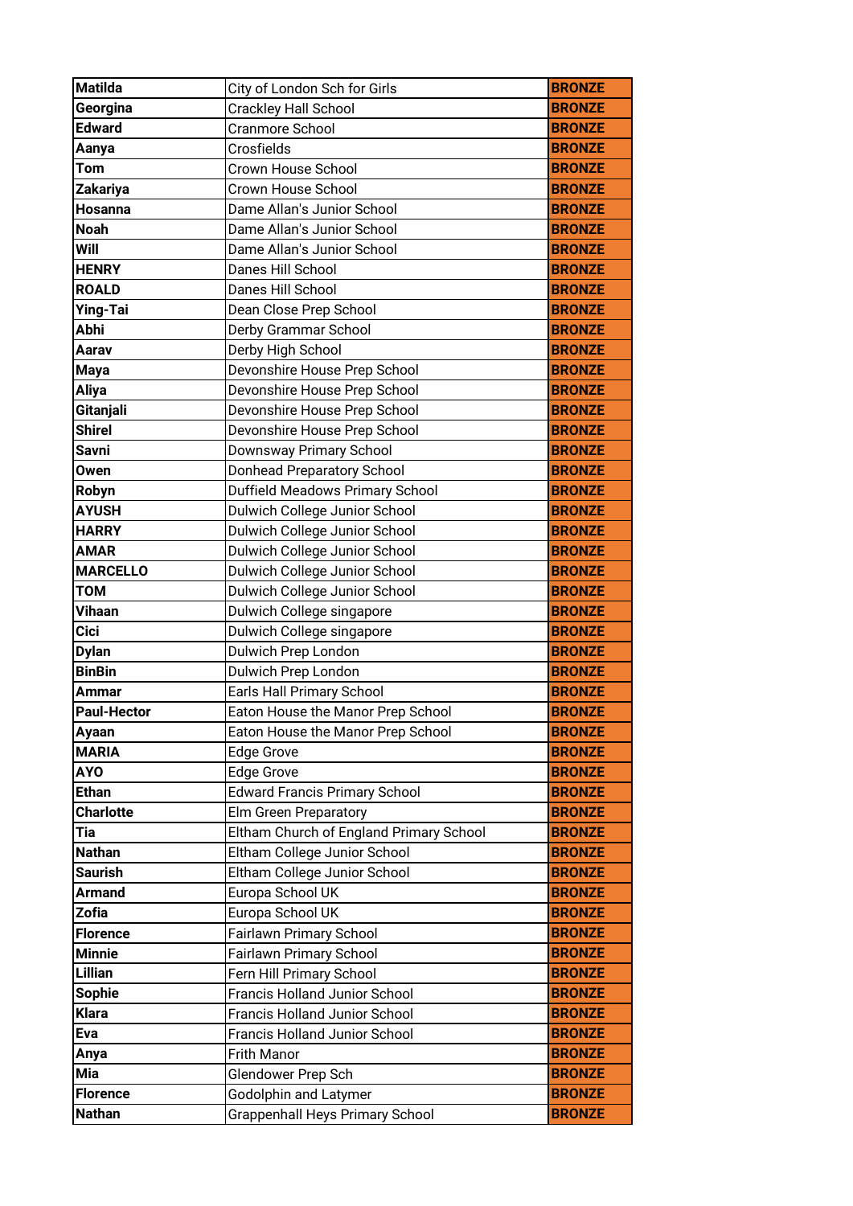| Matilda | City of London Sch for Girls | BRONZE |
|---|---|---|
| Georgina | Crackley Hall School | BRONZE |
| Edward | Cranmore School | BRONZE |
| Aanya | Crosfields | BRONZE |
| Tom | Crown House School | BRONZE |
| Zakariya | Crown House School | BRONZE |
| Hosanna | Dame Allan's Junior School | BRONZE |
| Noah | Dame Allan's Junior School | BRONZE |
| Will | Dame Allan's Junior School | BRONZE |
| HENRY | Danes Hill School | BRONZE |
| ROALD | Danes Hill School | BRONZE |
| Ying-Tai | Dean Close Prep School | BRONZE |
| Abhi | Derby Grammar School | BRONZE |
| Aarav | Derby High School | BRONZE |
| Maya | Devonshire House Prep School | BRONZE |
| Aliya | Devonshire House Prep School | BRONZE |
| Gitanjali | Devonshire House Prep School | BRONZE |
| Shirel | Devonshire House Prep School | BRONZE |
| Savni | Downsway Primary School | BRONZE |
| Owen | Donhead Preparatory School | BRONZE |
| Robyn | Duffield Meadows Primary School | BRONZE |
| AYUSH | Dulwich College Junior School | BRONZE |
| HARRY | Dulwich College Junior School | BRONZE |
| AMAR | Dulwich College Junior School | BRONZE |
| MARCELLO | Dulwich College Junior School | BRONZE |
| TOM | Dulwich College Junior School | BRONZE |
| Vihaan | Dulwich College singapore | BRONZE |
| Cici | Dulwich College singapore | BRONZE |
| Dylan | Dulwich Prep London | BRONZE |
| BinBin | Dulwich Prep London | BRONZE |
| Ammar | Earls Hall Primary School | BRONZE |
| Paul-Hector | Eaton House the Manor Prep School | BRONZE |
| Ayaan | Eaton House the Manor Prep School | BRONZE |
| MARIA | Edge Grove | BRONZE |
| AYO | Edge Grove | BRONZE |
| Ethan | Edward Francis Primary School | BRONZE |
| Charlotte | Elm Green Preparatory | BRONZE |
| Tia | Eltham Church of England Primary School | BRONZE |
| Nathan | Eltham College Junior School | BRONZE |
| Saurish | Eltham College Junior School | BRONZE |
| Armand | Europa School UK | BRONZE |
| Zofia | Europa School UK | BRONZE |
| Florence | Fairlawn Primary School | BRONZE |
| Minnie | Fairlawn Primary School | BRONZE |
| Lillian | Fern Hill Primary School | BRONZE |
| Sophie | Francis Holland Junior School | BRONZE |
| Klara | Francis Holland Junior School | BRONZE |
| Eva | Francis Holland Junior School | BRONZE |
| Anya | Frith Manor | BRONZE |
| Mia | Glendower Prep Sch | BRONZE |
| Florence | Godolphin and Latymer | BRONZE |
| Nathan | Grappenhall Heys Primary School | BRONZE |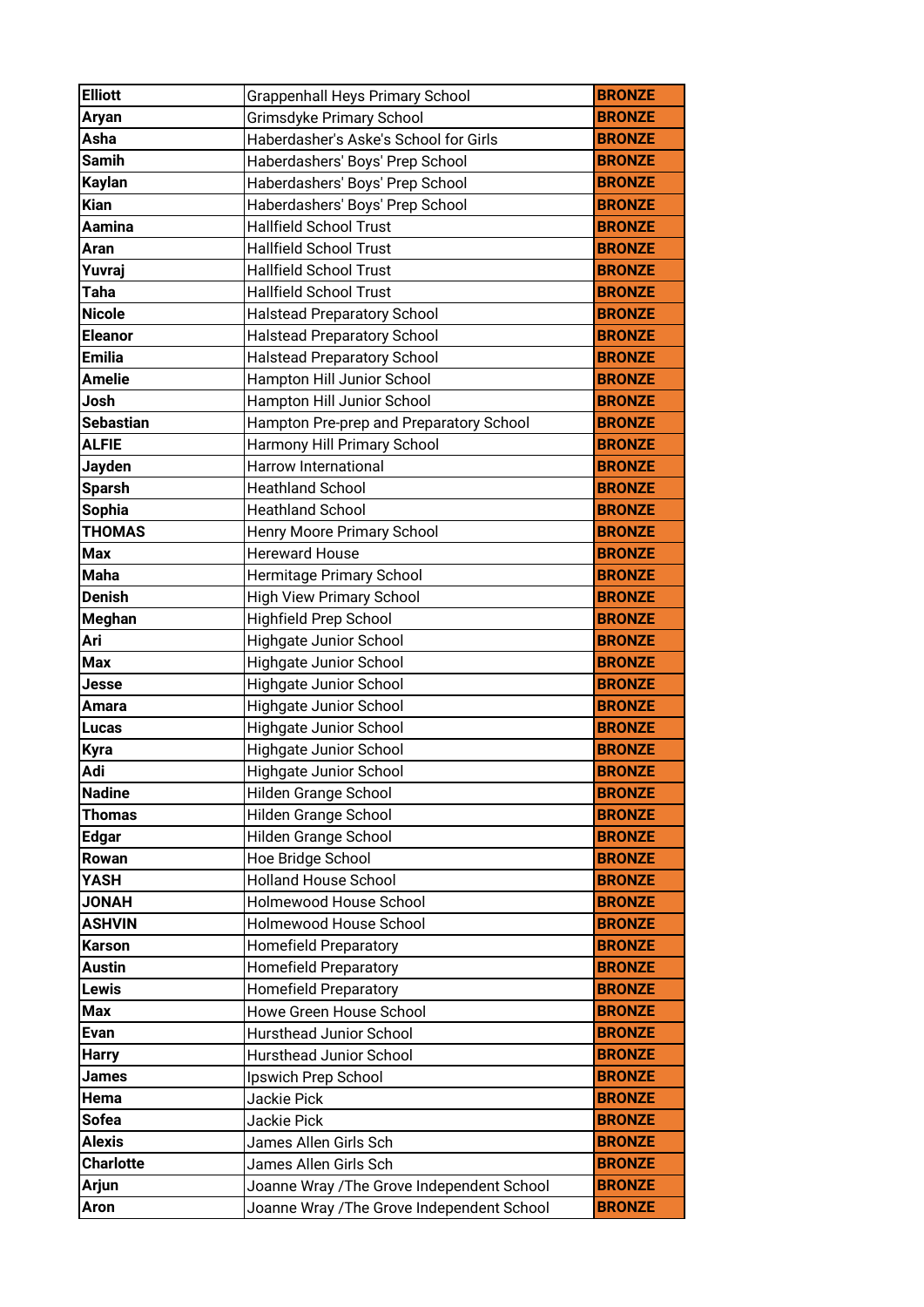| Elliott | Grappenhall Heys Primary School | BRONZE |
|---|---|---|
| Aryan | Grimsdyke Primary School | BRONZE |
| Asha | Haberdasher's Aske's School for Girls | BRONZE |
| Samih | Haberdashers' Boys' Prep School | BRONZE |
| Kaylan | Haberdashers' Boys' Prep School | BRONZE |
| Kian | Haberdashers' Boys' Prep School | BRONZE |
| Aamina | Hallfield School Trust | BRONZE |
| Aran | Hallfield School Trust | BRONZE |
| Yuvraj | Hallfield School Trust | BRONZE |
| Taha | Hallfield School Trust | BRONZE |
| Nicole | Halstead Preparatory School | BRONZE |
| Eleanor | Halstead Preparatory School | BRONZE |
| Emilia | Halstead Preparatory School | BRONZE |
| Amelie | Hampton Hill Junior School | BRONZE |
| Josh | Hampton Hill Junior School | BRONZE |
| Sebastian | Hampton Pre-prep and Preparatory School | BRONZE |
| ALFIE | Harmony Hill Primary School | BRONZE |
| Jayden | Harrow International | BRONZE |
| Sparsh | Heathland School | BRONZE |
| Sophia | Heathland School | BRONZE |
| THOMAS | Henry Moore Primary School | BRONZE |
| Max | Hereward House | BRONZE |
| Maha | Hermitage Primary School | BRONZE |
| Denish | High View Primary School | BRONZE |
| Meghan | Highfield Prep School | BRONZE |
| Ari | Highgate Junior School | BRONZE |
| Max | Highgate Junior School | BRONZE |
| Jesse | Highgate Junior School | BRONZE |
| Amara | Highgate Junior School | BRONZE |
| Lucas | Highgate Junior School | BRONZE |
| Kyra | Highgate Junior School | BRONZE |
| Adi | Highgate Junior School | BRONZE |
| Nadine | Hilden Grange School | BRONZE |
| Thomas | Hilden Grange School | BRONZE |
| Edgar | Hilden Grange School | BRONZE |
| Rowan | Hoe Bridge School | BRONZE |
| YASH | Holland House School | BRONZE |
| JONAH | Holmewood House School | BRONZE |
| ASHVIN | Holmewood House School | BRONZE |
| Karson | Homefield Preparatory | BRONZE |
| Austin | Homefield Preparatory | BRONZE |
| Lewis | Homefield Preparatory | BRONZE |
| Max | Howe Green House School | BRONZE |
| Evan | Hursthead Junior School | BRONZE |
| Harry | Hursthead Junior School | BRONZE |
| James | Ipswich Prep School | BRONZE |
| Hema | Jackie Pick | BRONZE |
| Sofea | Jackie Pick | BRONZE |
| Alexis | James Allen Girls Sch | BRONZE |
| Charlotte | James Allen Girls Sch | BRONZE |
| Arjun | Joanne Wray /The Grove Independent School | BRONZE |
| Aron | Joanne Wray /The Grove Independent School | BRONZE |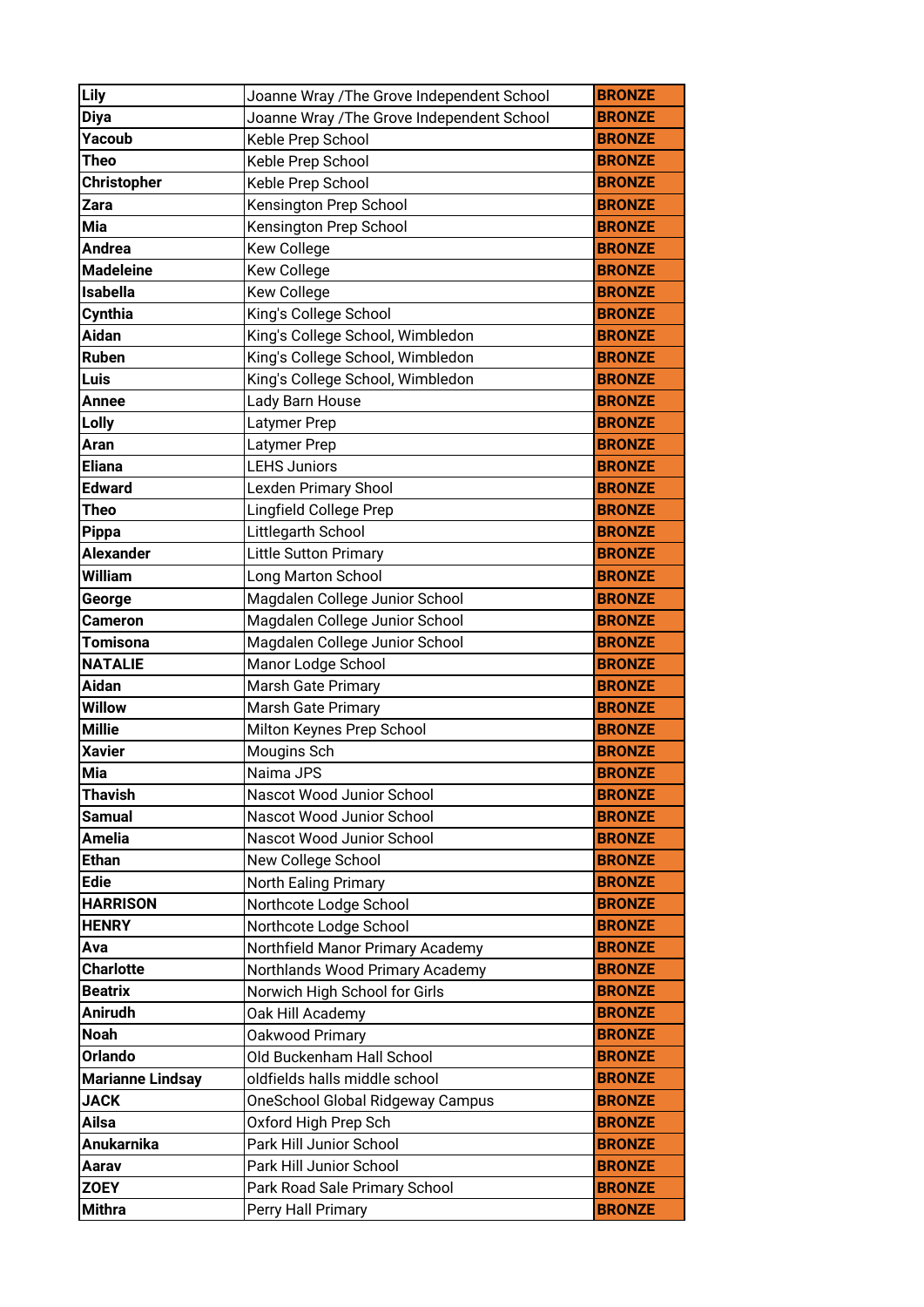| Lily | Joanne Wray /The Grove Independent School | BRONZE |
|---|---|---|
| Diya | Joanne Wray /The Grove Independent School | BRONZE |
| Yacoub | Keble Prep School | BRONZE |
| Theo | Keble Prep School | BRONZE |
| Christopher | Keble Prep School | BRONZE |
| Zara | Kensington Prep School | BRONZE |
| Mia | Kensington Prep School | BRONZE |
| Andrea | Kew College | BRONZE |
| Madeleine | Kew College | BRONZE |
| Isabella | Kew College | BRONZE |
| Cynthia | King's College School | BRONZE |
| Aidan | King's College School, Wimbledon | BRONZE |
| Ruben | King's College School, Wimbledon | BRONZE |
| Luis | King's College School, Wimbledon | BRONZE |
| Annee | Lady Barn House | BRONZE |
| Lolly | Latymer Prep | BRONZE |
| Aran | Latymer Prep | BRONZE |
| Eliana | LEHS Juniors | BRONZE |
| Edward | Lexden Primary Shool | BRONZE |
| Theo | Lingfield College Prep | BRONZE |
| Pippa | Littlegarth School | BRONZE |
| Alexander | Little Sutton Primary | BRONZE |
| William | Long Marton School | BRONZE |
| George | Magdalen College Junior School | BRONZE |
| Cameron | Magdalen College Junior School | BRONZE |
| Tomisona | Magdalen College Junior School | BRONZE |
| NATALIE | Manor Lodge School | BRONZE |
| Aidan | Marsh Gate Primary | BRONZE |
| Willow | Marsh Gate Primary | BRONZE |
| Millie | Milton Keynes Prep School | BRONZE |
| Xavier | Mougins Sch | BRONZE |
| Mia | Naima JPS | BRONZE |
| Thavish | Nascot Wood Junior School | BRONZE |
| Samual | Nascot Wood Junior School | BRONZE |
| Amelia | Nascot Wood Junior School | BRONZE |
| Ethan | New College School | BRONZE |
| Edie | North Ealing Primary | BRONZE |
| HARRISON | Northcote Lodge School | BRONZE |
| HENRY | Northcote Lodge School | BRONZE |
| Ava | Northfield Manor Primary Academy | BRONZE |
| Charlotte | Northlands Wood Primary Academy | BRONZE |
| Beatrix | Norwich High School for Girls | BRONZE |
| Anirudh | Oak Hill Academy | BRONZE |
| Noah | Oakwood Primary | BRONZE |
| Orlando | Old Buckenham Hall School | BRONZE |
| Marianne Lindsay | oldfields halls middle school | BRONZE |
| JACK | OneSchool Global Ridgeway Campus | BRONZE |
| Ailsa | Oxford High Prep Sch | BRONZE |
| Anukarnika | Park Hill Junior School | BRONZE |
| Aarav | Park Hill Junior School | BRONZE |
| ZOEY | Park Road Sale Primary School | BRONZE |
| Mithra | Perry Hall Primary | BRONZE |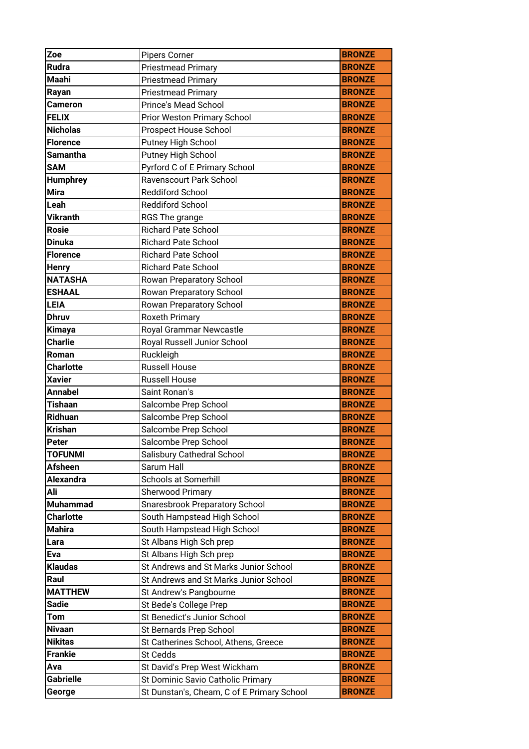| | | |
|---|---|---|
| **Zoe** | Pipers Corner | **BRONZE** |
| **Rudra** | Priestmead Primary | **BRONZE** |
| **Maahi** | Priestmead Primary | **BRONZE** |
| **Rayan** | Priestmead Primary | **BRONZE** |
| **Cameron** | Prince's Mead School | **BRONZE** |
| **FELIX** | Prior Weston Primary School | **BRONZE** |
| **Nicholas** | Prospect House School | **BRONZE** |
| **Florence** | Putney High School | **BRONZE** |
| **Samantha** | Putney High School | **BRONZE** |
| **SAM** | Pyrford C of E Primary School | **BRONZE** |
| **Humphrey** | Ravenscourt Park School | **BRONZE** |
| **Mira** | Reddiford School | **BRONZE** |
| **Leah** | Reddiford School | **BRONZE** |
| **Vikranth** | RGS The grange | **BRONZE** |
| **Rosie** | Richard Pate School | **BRONZE** |
| **Dinuka** | Richard Pate School | **BRONZE** |
| **Florence** | Richard Pate School | **BRONZE** |
| **Henry** | Richard Pate School | **BRONZE** |
| **NATASHA** | Rowan Preparatory School | **BRONZE** |
| **ESHAAL** | Rowan Preparatory School | **BRONZE** |
| **LEIA** | Rowan Preparatory School | **BRONZE** |
| **Dhruv** | Roxeth Primary | **BRONZE** |
| **Kimaya** | Royal Grammar Newcastle | **BRONZE** |
| **Charlie** | Royal Russell Junior School | **BRONZE** |
| **Roman** | Ruckleigh | **BRONZE** |
| **Charlotte** | Russell House | **BRONZE** |
| **Xavier** | Russell House | **BRONZE** |
| **Annabel** | Saint Ronan's | **BRONZE** |
| **Tishaan** | Salcombe Prep School | **BRONZE** |
| **Ridhuan** | Salcombe Prep School | **BRONZE** |
| **Krishan** | Salcombe Prep School | **BRONZE** |
| **Peter** | Salcombe Prep School | **BRONZE** |
| **TOFUNMI** | Salisbury Cathedral School | **BRONZE** |
| **Afsheen** | Sarum Hall | **BRONZE** |
| **Alexandra** | Schools at Somerhill | **BRONZE** |
| **Ali** | Sherwood Primary | **BRONZE** |
| **Muhammad** | Snaresbrook Preparatory School | **BRONZE** |
| **Charlotte** | South Hampstead High School | **BRONZE** |
| **Mahira** | South Hampstead High School | **BRONZE** |
| **Lara** | St Albans High Sch prep | **BRONZE** |
| **Eva** | St Albans High Sch prep | **BRONZE** |
| **Klaudas** | St Andrews and St Marks Junior School | **BRONZE** |
| **Raul** | St Andrews and St Marks Junior School | **BRONZE** |
| **MATTHEW** | St Andrew's Pangbourne | **BRONZE** |
| **Sadie** | St Bede's College Prep | **BRONZE** |
| **Tom** | St Benedict's Junior School | **BRONZE** |
| **Nivaan** | St Bernards Prep School | **BRONZE** |
| **Nikitas** | St Catherines School, Athens, Greece | **BRONZE** |
| **Frankie** | St Cedds | **BRONZE** |
| **Ava** | St David's Prep West Wickham | **BRONZE** |
| **Gabrielle** | St Dominic Savio Catholic Primary | **BRONZE** |
| **George** | St Dunstan's, Cheam, C of E Primary School | **BRONZE** |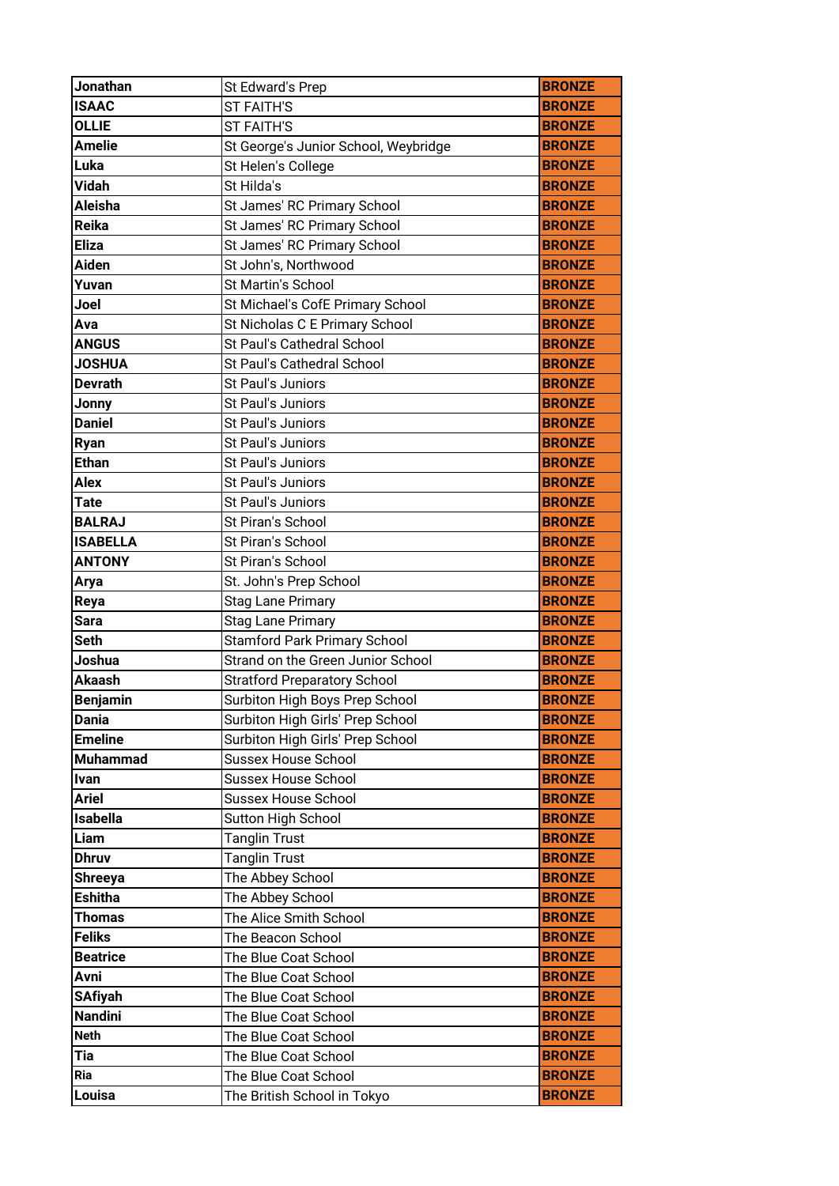| Jonathan | St Edward's Prep | BRONZE |
|---|---|---|
| ISAAC | ST FAITH'S | BRONZE |
| OLLIE | ST FAITH'S | BRONZE |
| Amelie | St George's Junior School, Weybridge | BRONZE |
| Luka | St Helen's College | BRONZE |
| Vidah | St Hilda's | BRONZE |
| Aleisha | St James' RC Primary School | BRONZE |
| Reika | St James' RC Primary School | BRONZE |
| Eliza | St James' RC Primary School | BRONZE |
| Aiden | St John's, Northwood | BRONZE |
| Yuvan | St Martin's School | BRONZE |
| Joel | St Michael's CofE Primary School | BRONZE |
| Ava | St Nicholas C E Primary School | BRONZE |
| ANGUS | St Paul's Cathedral School | BRONZE |
| JOSHUA | St Paul's Cathedral School | BRONZE |
| Devrath | St Paul's Juniors | BRONZE |
| Jonny | St Paul's Juniors | BRONZE |
| Daniel | St Paul's Juniors | BRONZE |
| Ryan | St Paul's Juniors | BRONZE |
| Ethan | St Paul's Juniors | BRONZE |
| Alex | St Paul's Juniors | BRONZE |
| Tate | St Paul's Juniors | BRONZE |
| BALRAJ | St Piran's School | BRONZE |
| ISABELLA | St Piran's School | BRONZE |
| ANTONY | St Piran's School | BRONZE |
| Arya | St. John's Prep School | BRONZE |
| Reya | Stag Lane Primary | BRONZE |
| Sara | Stag Lane Primary | BRONZE |
| Seth | Stamford Park Primary School | BRONZE |
| Joshua | Strand on the Green Junior School | BRONZE |
| Akaash | Stratford Preparatory School | BRONZE |
| Benjamin | Surbiton High Boys Prep School | BRONZE |
| Dania | Surbiton High Girls' Prep School | BRONZE |
| Emeline | Surbiton High Girls' Prep School | BRONZE |
| Muhammad | Sussex House School | BRONZE |
| Ivan | Sussex House School | BRONZE |
| Ariel | Sussex House School | BRONZE |
| Isabella | Sutton High School | BRONZE |
| Liam | Tanglin Trust | BRONZE |
| Dhruv | Tanglin Trust | BRONZE |
| Shreeya | The Abbey School | BRONZE |
| Eshitha | The Abbey School | BRONZE |
| Thomas | The Alice Smith School | BRONZE |
| Feliks | The Beacon School | BRONZE |
| Beatrice | The Blue Coat School | BRONZE |
| Avni | The Blue Coat School | BRONZE |
| SAfiyah | The Blue Coat School | BRONZE |
| Nandini | The Blue Coat School | BRONZE |
| Neth | The Blue Coat School | BRONZE |
| Tia | The Blue Coat School | BRONZE |
| Ria | The Blue Coat School | BRONZE |
| Louisa | The British School in Tokyo | BRONZE |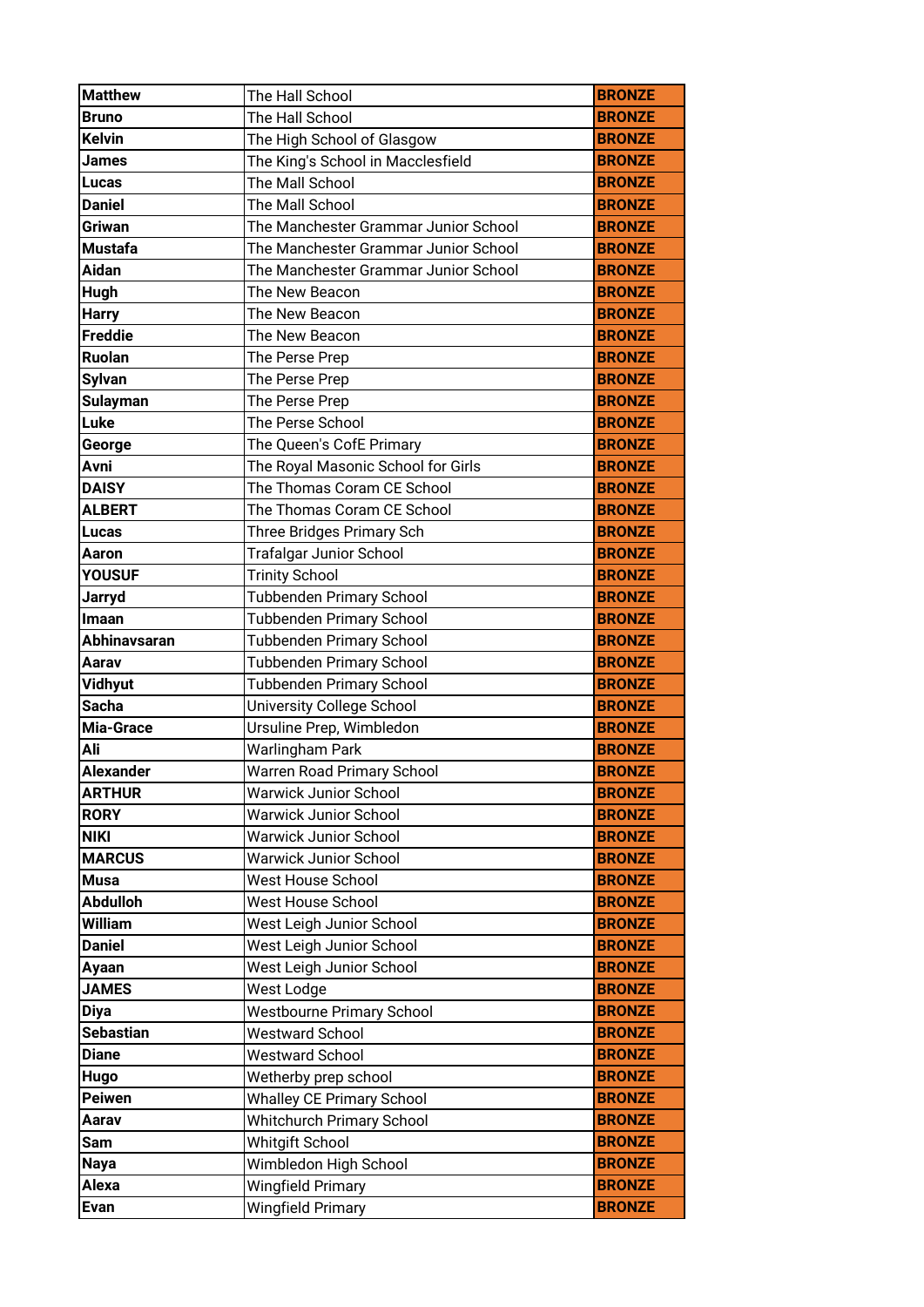| Matthew | The Hall School | BRONZE |
|---|---|---|
| Bruno | The Hall School | BRONZE |
| Kelvin | The High School of Glasgow | BRONZE |
| James | The King's School in Macclesfield | BRONZE |
| Lucas | The Mall School | BRONZE |
| Daniel | The Mall School | BRONZE |
| Griwan | The Manchester Grammar Junior School | BRONZE |
| Mustafa | The Manchester Grammar Junior School | BRONZE |
| Aidan | The Manchester Grammar Junior School | BRONZE |
| Hugh | The New Beacon | BRONZE |
| Harry | The New Beacon | BRONZE |
| Freddie | The New Beacon | BRONZE |
| Ruolan | The Perse Prep | BRONZE |
| Sylvan | The Perse Prep | BRONZE |
| Sulayman | The Perse Prep | BRONZE |
| Luke | The Perse School | BRONZE |
| George | The Queen's CofE Primary | BRONZE |
| Avni | The Royal Masonic School for Girls | BRONZE |
| DAISY | The Thomas Coram CE School | BRONZE |
| ALBERT | The Thomas Coram CE School | BRONZE |
| Lucas | Three Bridges Primary Sch | BRONZE |
| Aaron | Trafalgar Junior School | BRONZE |
| YOUSUF | Trinity School | BRONZE |
| Jarryd | Tubbenden Primary School | BRONZE |
| Imaan | Tubbenden Primary School | BRONZE |
| Abhinavsaran | Tubbenden Primary School | BRONZE |
| Aarav | Tubbenden Primary School | BRONZE |
| Vidhyut | Tubbenden Primary School | BRONZE |
| Sacha | University College School | BRONZE |
| Mia-Grace | Ursuline Prep, Wimbledon | BRONZE |
| Ali | Warlingham Park | BRONZE |
| Alexander | Warren Road Primary School | BRONZE |
| ARTHUR | Warwick Junior School | BRONZE |
| RORY | Warwick Junior School | BRONZE |
| NIKI | Warwick Junior School | BRONZE |
| MARCUS | Warwick Junior School | BRONZE |
| Musa | West House School | BRONZE |
| Abdulloh | West House School | BRONZE |
| William | West Leigh Junior School | BRONZE |
| Daniel | West Leigh Junior School | BRONZE |
| Ayaan | West Leigh Junior School | BRONZE |
| JAMES | West Lodge | BRONZE |
| Diya | Westbourne Primary School | BRONZE |
| Sebastian | Westward School | BRONZE |
| Diane | Westward School | BRONZE |
| Hugo | Wetherby prep school | BRONZE |
| Peiwen | Whalley CE Primary School | BRONZE |
| Aarav | Whitchurch Primary School | BRONZE |
| Sam | Whitgift School | BRONZE |
| Naya | Wimbledon High School | BRONZE |
| Alexa | Wingfield Primary | BRONZE |
| Evan | Wingfield Primary | BRONZE |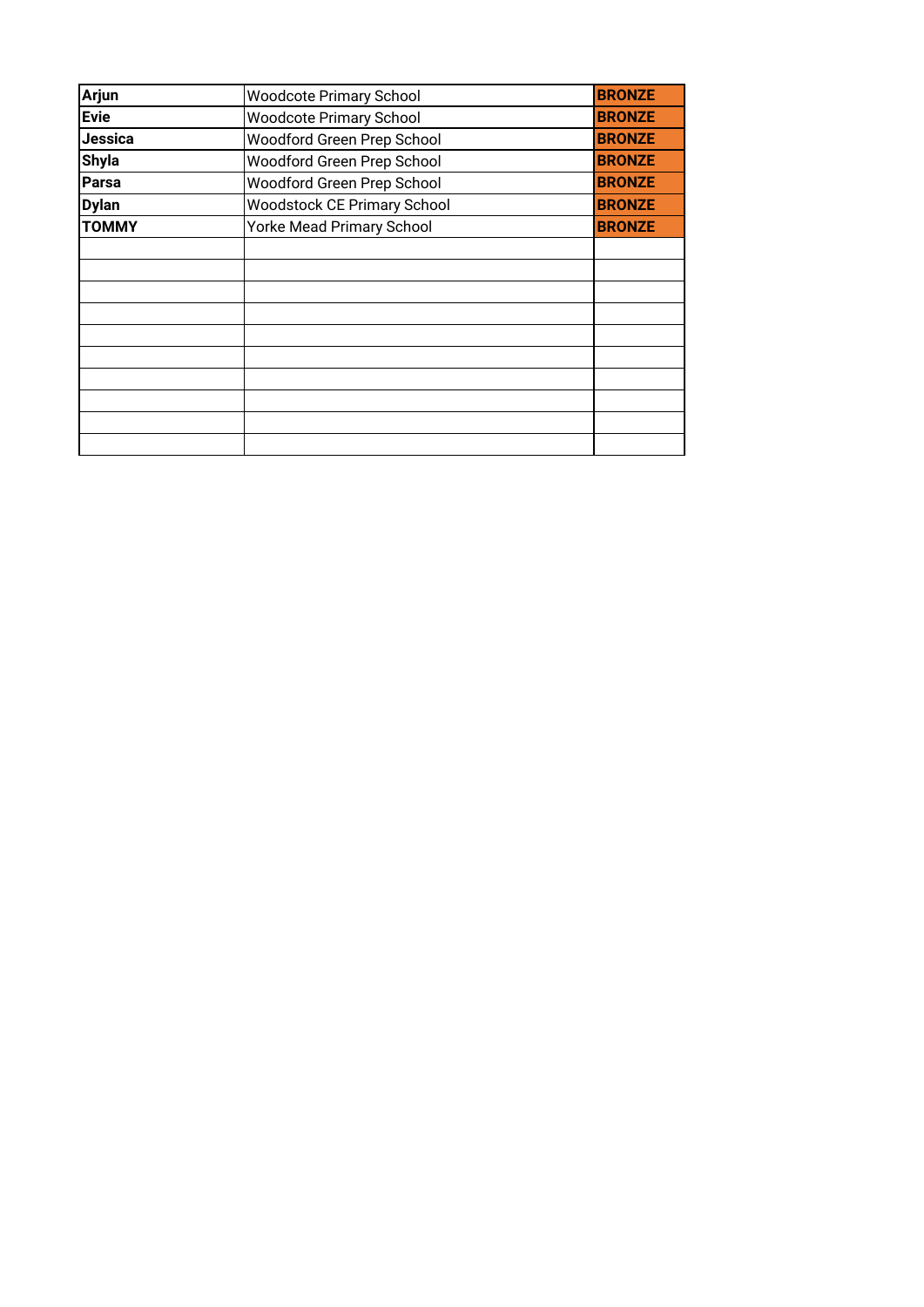| | | |
|---|---|---|
| **Arjun** | Woodcote Primary School | **BRONZE** |
| **Evie** | Woodcote Primary School | **BRONZE** |
| **Jessica** | Woodford Green Prep School | **BRONZE** |
| **Shyla** | Woodford Green Prep School | **BRONZE** |
| **Parsa** | Woodford Green Prep School | **BRONZE** |
| **Dylan** | Woodstock CE Primary School | **BRONZE** |
| **TOMMY** | Yorke Mead Primary School | **BRONZE** |
| | | |
| | | |
| | | |
| | | |
| | | |
| | | |
| | | |
| | | |
| | | |
| | | |